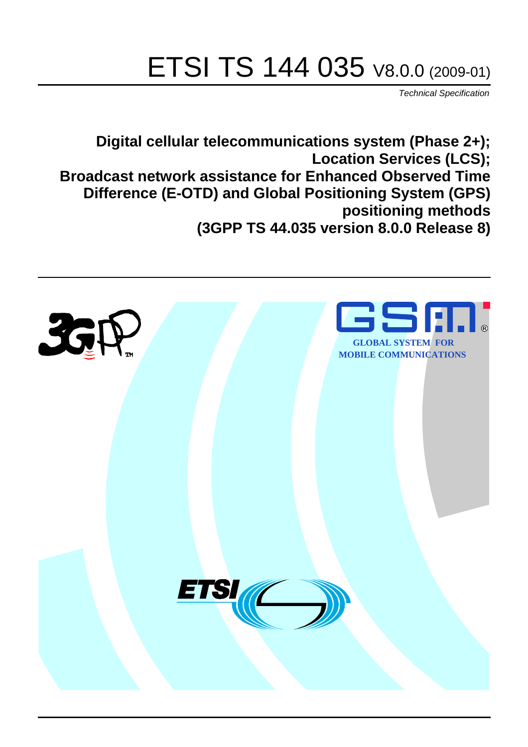# ETSI TS 144 035 V8.0.0 (2009-01)

*Technical Specification*

**Digital cellular telecommunications system (Phase 2+);
Location Services (LCS);
Broadcast network assistance for Enhanced Observed Time Difference (E-OTD) and Global Positioning System (GPS) positioning methods
(3GPP TS 44.035 version 8.0.0 Release 8)**

GLOBAL SYSTEM FOR MOBILE COMMUNICATIONS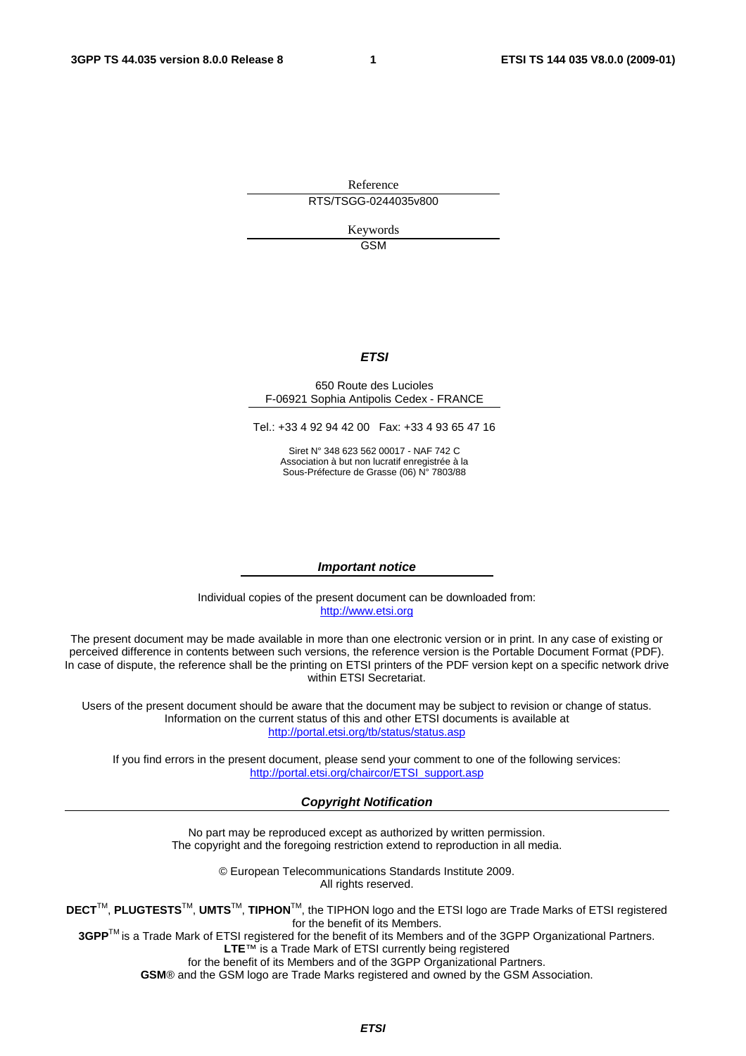Reference

RTS/TSGG-0244035v800

Keywords

GSM

***ETSI***

650 Route des Lucioles
F-06921 Sophia Antipolis Cedex - FRANCE

Tel.: +33 4 92 94 42 00 Fax: +33 4 93 65 47 16

Siret N° 348 623 562 00017 - NAF 742 C
Association à but non lucratif enregistrée à la
Sous-Préfecture de Grasse (06) N° 7803/88

***Important notice***

Individual copies of the present document can be downloaded from:
http://www.etsi.org

The present document may be made available in more than one electronic version or in print. In any case of existing or perceived difference in contents between such versions, the reference version is the Portable Document Format (PDF). In case of dispute, the reference shall be the printing on ETSI printers of the PDF version kept on a specific network drive within ETSI Secretariat.

Users of the present document should be aware that the document may be subject to revision or change of status. Information on the current status of this and other ETSI documents is available at
http://portal.etsi.org/tb/status/status.asp

If you find errors in the present document, please send your comment to one of the following services:
http://portal.etsi.org/chaircor/ETSI_support.asp

***Copyright Notification***

No part may be reproduced except as authorized by written permission.
The copyright and the foregoing restriction extend to reproduction in all media.

© European Telecommunications Standards Institute 2009.
All rights reserved.

**DECT**™, **PLUGTESTS**™, **UMTS**™, **TIPHON**™, the TIPHON logo and the ETSI logo are Trade Marks of ETSI registered for the benefit of its Members.
**3GPP**™ is a Trade Mark of ETSI registered for the benefit of its Members and of the 3GPP Organizational Partners.
**LTE**™ is a Trade Mark of ETSI currently being registered
for the benefit of its Members and of the 3GPP Organizational Partners.
**GSM**® and the GSM logo are Trade Marks registered and owned by the GSM Association.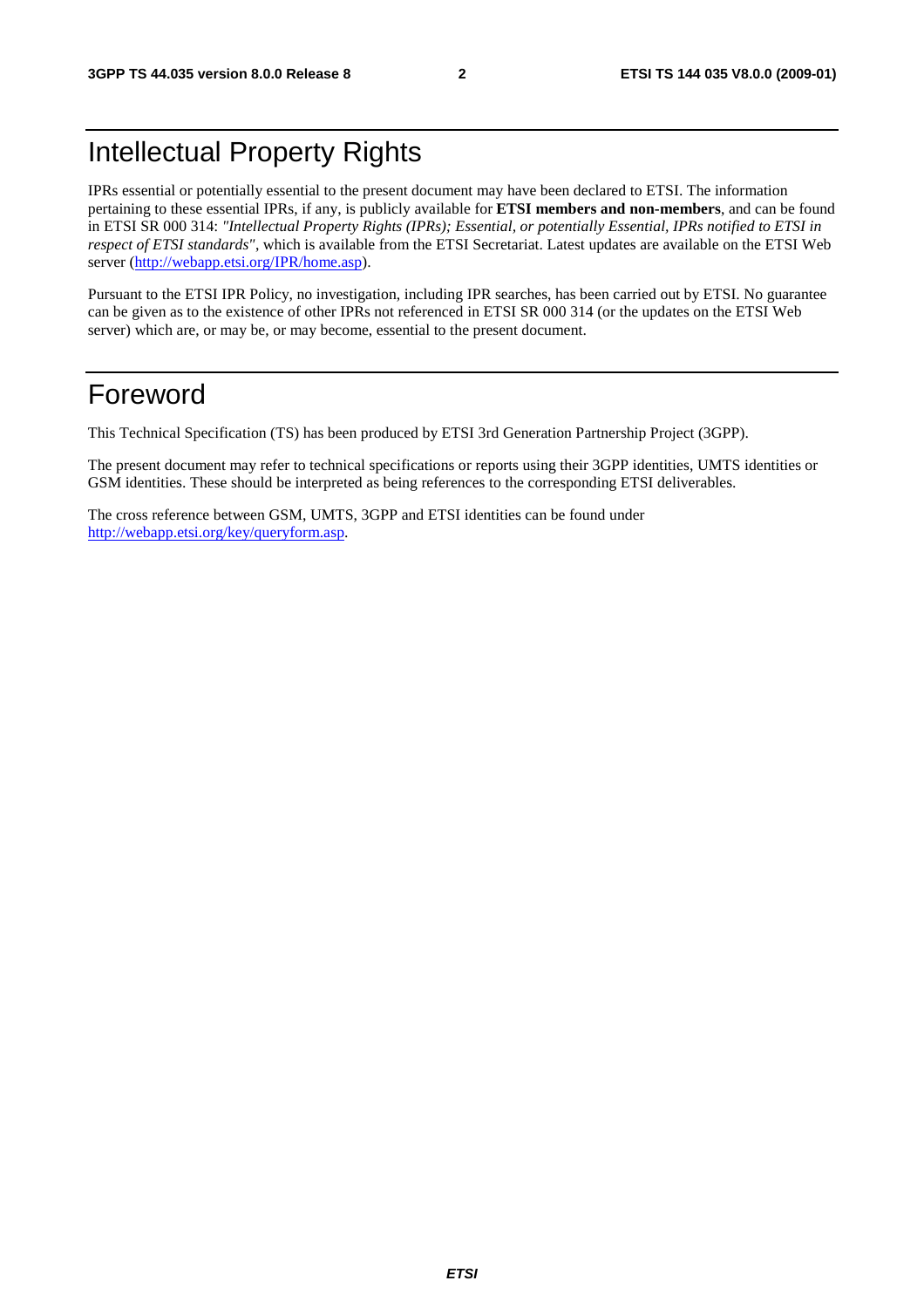# Intellectual Property Rights

IPRs essential or potentially essential to the present document may have been declared to ETSI. The information pertaining to these essential IPRs, if any, is publicly available for **ETSI members and non-members**, and can be found in ETSI SR 000 314: *"Intellectual Property Rights (IPRs); Essential, or potentially Essential, IPRs notified to ETSI in respect of ETSI standards"*, which is available from the ETSI Secretariat. Latest updates are available on the ETSI Web server (http://webapp.etsi.org/IPR/home.asp).

Pursuant to the ETSI IPR Policy, no investigation, including IPR searches, has been carried out by ETSI. No guarantee can be given as to the existence of other IPRs not referenced in ETSI SR 000 314 (or the updates on the ETSI Web server) which are, or may be, or may become, essential to the present document.

# Foreword

This Technical Specification (TS) has been produced by ETSI 3rd Generation Partnership Project (3GPP).

The present document may refer to technical specifications or reports using their 3GPP identities, UMTS identities or GSM identities. These should be interpreted as being references to the corresponding ETSI deliverables.

The cross reference between GSM, UMTS, 3GPP and ETSI identities can be found under http://webapp.etsi.org/key/queryform.asp.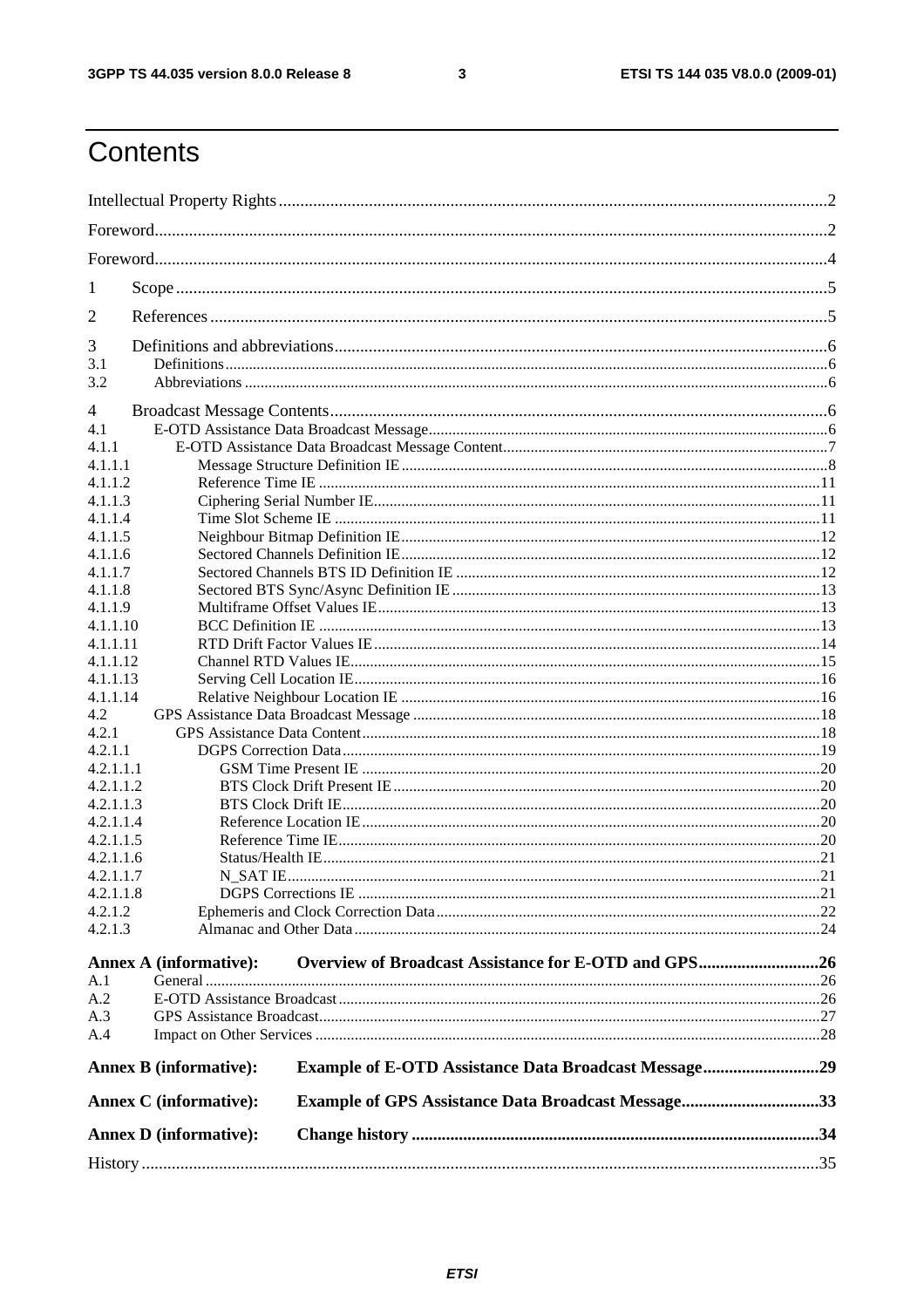# Contents

Intellectual Property Rights ........................................................................................................................2

Foreword.....................................................................................................................................................2

Foreword.....................................................................................................................................................4

1 Scope ......................................................................................................................................................5

2 References ..............................................................................................................................................5

3 Definitions and abbreviations..................................................................................................................6

3.1 Definitions.......................................................................................................................................6

3.2 Abbreviations ..................................................................................................................................6

4 Broadcast Message Contents....................................................................................................................6

4.1 E-OTD Assistance Data Broadcast Message....................................................................................6

4.1.1 E-OTD Assistance Data Broadcast Message Content..................................................................7

4.1.1.1 Message Structure Definition IE...............................................................................................8

4.1.1.2 Reference Time IE ..................................................................................................................11

4.1.1.3 Ciphering Serial Number IE....................................................................................................11

4.1.1.4 Time Slot Scheme IE ..............................................................................................................11

4.1.1.5 Neighbour Bitmap Definition IE.............................................................................................12

4.1.1.6 Sectored Channels Definition IE.............................................................................................12

4.1.1.7 Sectored Channels BTS ID Definition IE ...............................................................................12

4.1.1.8 Sectored BTS Sync/Async Definition IE ................................................................................13

4.1.1.9 Multiframe Offset Values IE....................................................................................................13

4.1.1.10 BCC Definition IE ...................................................................................................................13

4.1.1.11 RTD Drift Factor Values IE.....................................................................................................14

4.1.1.12 Channel RTD Values IE...........................................................................................................15

4.1.1.13 Serving Cell Location IE..........................................................................................................16

4.1.1.14 Relative Neighbour Location IE ..............................................................................................16

4.2 GPS Assistance Data Broadcast Message ........................................................................................18

4.2.1 GPS Assistance Data Content.....................................................................................................18

4.2.1.1 DGPS Correction Data.............................................................................................................19

4.2.1.1.1 GSM Time Present IE ........................................................................................................20

4.2.1.1.2 BTS Clock Drift Present IE.................................................................................................20

4.2.1.1.3 BTS Clock Drift IE..............................................................................................................20

4.2.1.1.4 Reference Location IE.........................................................................................................20

4.2.1.1.5 Reference Time IE...............................................................................................................20

4.2.1.1.6 Status/Health IE..................................................................................................................21

4.2.1.1.7 N_SAT IE............................................................................................................................21

4.2.1.1.8 DGPS Corrections IE .........................................................................................................21

4.2.1.2 Ephemeris and Clock Correction Data.....................................................................................22

4.2.1.3 Almanac and Other Data..........................................................................................................24

**Annex A (informative): Overview of Broadcast Assistance for E-OTD and GPS............................26**

A.1 General .................................................................................................................................................26

A.2 E-OTD Assistance Broadcast...............................................................................................................26

A.3 GPS Assistance Broadcast....................................................................................................................27

A.4 Impact on Other Services .....................................................................................................................28

**Annex B (informative): Example of E-OTD Assistance Data Broadcast Message...........................29**

**Annex C (informative): Example of GPS Assistance Data Broadcast Message................................33**

**Annex D (informative): Change history .............................................................................................34**

History .......................................................................................................................................................35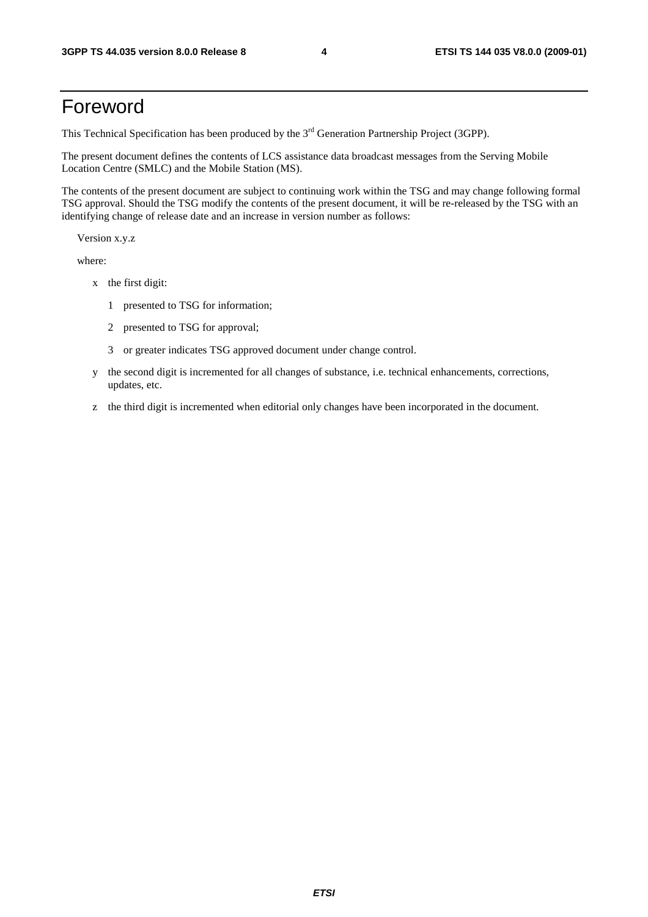# Foreword

This Technical Specification has been produced by the 3rd Generation Partnership Project (3GPP).

The present document defines the contents of LCS assistance data broadcast messages from the Serving Mobile Location Centre (SMLC) and the Mobile Station (MS).

The contents of the present document are subject to continuing work within the TSG and may change following formal TSG approval. Should the TSG modify the contents of the present document, it will be re-released by the TSG with an identifying change of release date and an increase in version number as follows:

Version x.y.z

where:

- x the first digit:
  - 1 presented to TSG for information;
  - 2 presented to TSG for approval;
  - 3 or greater indicates TSG approved document under change control.
- y the second digit is incremented for all changes of substance, i.e. technical enhancements, corrections, updates, etc.
- z the third digit is incremented when editorial only changes have been incorporated in the document.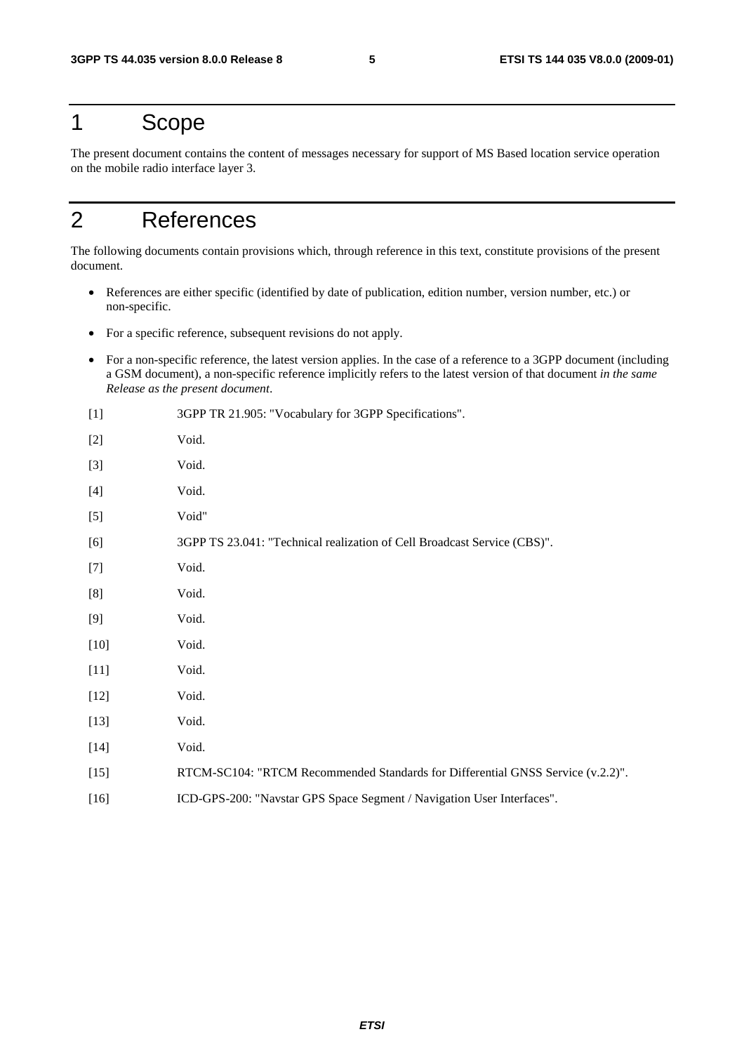# 1 Scope

The present document contains the content of messages necessary for support of MS Based location service operation on the mobile radio interface layer 3.

# 2 References

The following documents contain provisions which, through reference in this text, constitute provisions of the present document.

- References are either specific (identified by date of publication, edition number, version number, etc.) or non-specific.
- For a specific reference, subsequent revisions do not apply.
- For a non-specific reference, the latest version applies. In the case of a reference to a 3GPP document (including a GSM document), a non-specific reference implicitly refers to the latest version of that document *in the same Release as the present document*.

[1] 3GPP TR 21.905: "Vocabulary for 3GPP Specifications".

[2] Void.

[3] Void.

[4] Void.

[5] Void"

[6] 3GPP TS 23.041: "Technical realization of Cell Broadcast Service (CBS)".

[7] Void.

[8] Void.

[9] Void.

[10] Void.

[11] Void.

[12] Void.

[13] Void.

[14] Void.

[15] RTCM-SC104: "RTCM Recommended Standards for Differential GNSS Service (v.2.2)".

[16] ICD-GPS-200: "Navstar GPS Space Segment / Navigation User Interfaces".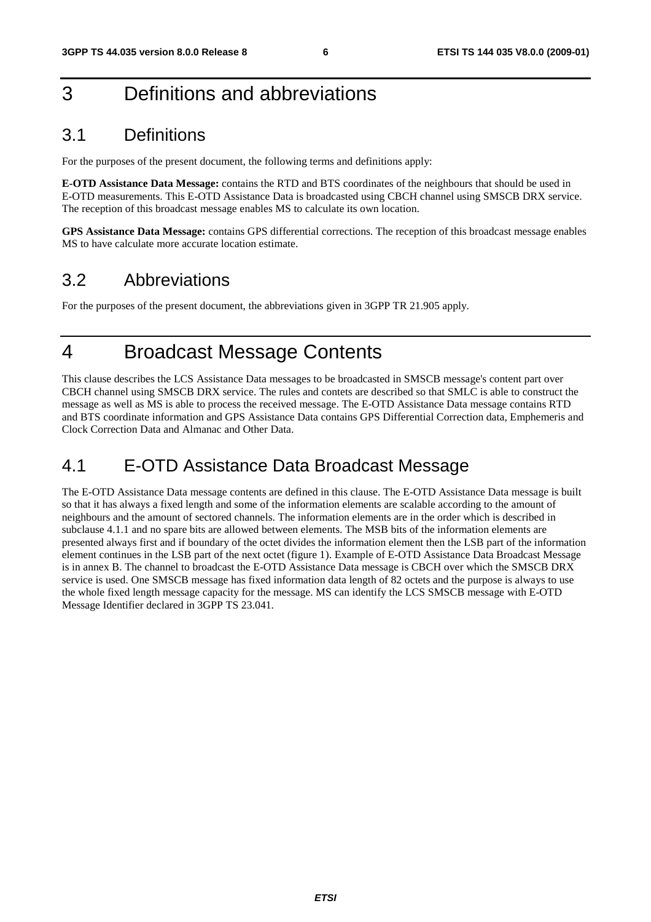# 3 Definitions and abbreviations

## 3.1 Definitions

For the purposes of the present document, the following terms and definitions apply:

**E-OTD Assistance Data Message:** contains the RTD and BTS coordinates of the neighbours that should be used in E-OTD measurements. This E-OTD Assistance Data is broadcasted using CBCH channel using SMSCB DRX service. The reception of this broadcast message enables MS to calculate its own location.

**GPS Assistance Data Message:** contains GPS differential corrections. The reception of this broadcast message enables MS to have calculate more accurate location estimate.

## 3.2 Abbreviations

For the purposes of the present document, the abbreviations given in 3GPP TR 21.905 apply.

# 4 Broadcast Message Contents

This clause describes the LCS Assistance Data messages to be broadcasted in SMSCB message's content part over CBCH channel using SMSCB DRX service. The rules and contets are described so that SMLC is able to construct the message as well as MS is able to process the received message. The E-OTD Assistance Data message contains RTD and BTS coordinate information and GPS Assistance Data contains GPS Differential Correction data, Emphemeris and Clock Correction Data and Almanac and Other Data.

## 4.1 E-OTD Assistance Data Broadcast Message

The E-OTD Assistance Data message contents are defined in this clause. The E-OTD Assistance Data message is built so that it has always a fixed length and some of the information elements are scalable according to the amount of neighbours and the amount of sectored channels. The information elements are in the order which is described in subclause 4.1.1 and no spare bits are allowed between elements. The MSB bits of the information elements are presented always first and if boundary of the octet divides the information element then the LSB part of the information element continues in the LSB part of the next octet (figure 1). Example of E-OTD Assistance Data Broadcast Message is in annex B. The channel to broadcast the E-OTD Assistance Data message is CBCH over which the SMSCB DRX service is used. One SMSCB message has fixed information data length of 82 octets and the purpose is always to use the whole fixed length message capacity for the message. MS can identify the LCS SMSCB message with E-OTD Message Identifier declared in 3GPP TS 23.041.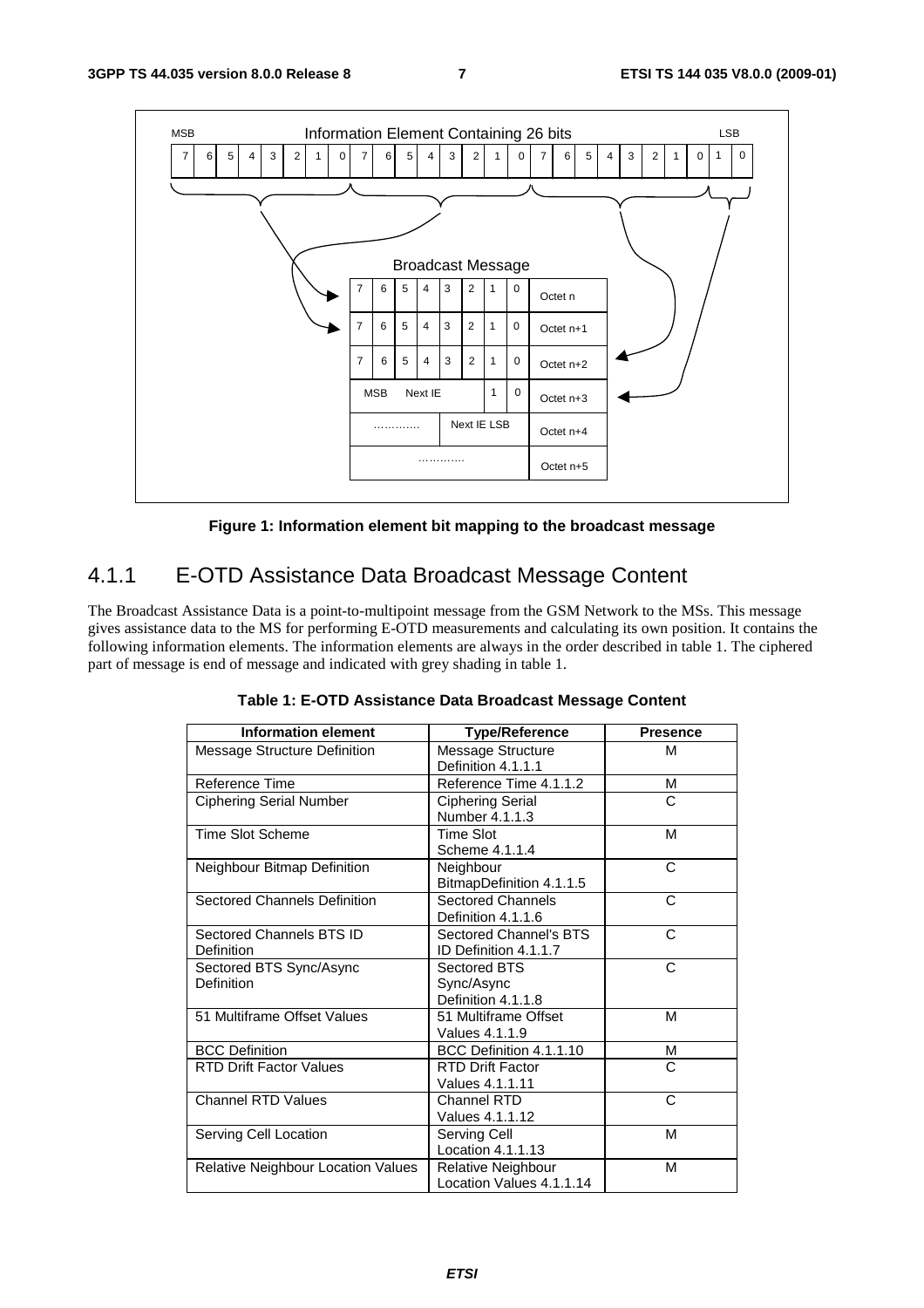Figure 1: Information element bit mapping to the broadcast message

### 4.1.1 E-OTD Assistance Data Broadcast Message Content

The Broadcast Assistance Data is a point-to-multipoint message from the GSM Network to the MSs. This message gives assistance data to the MS for performing E-OTD measurements and calculating its own position. It contains the following information elements. The information elements are always in the order described in table 1. The ciphered part of message is end of message and indicated with grey shading in table 1.

**Table 1: E-OTD Assistance Data Broadcast Message Content**

| Information element | Type/Reference | Presence |
|---|---|---|
| Message Structure Definition | Message Structure Definition 4.1.1.1 | M |
| Reference Time | Reference Time 4.1.1.2 | M |
| Ciphering Serial Number | Ciphering Serial Number 4.1.1.3 | C |
| Time Slot Scheme | Time Slot Scheme 4.1.1.4 | M |
| Neighbour Bitmap Definition | Neighbour BitmapDefinition 4.1.1.5 | C |
| Sectored Channels Definition | Sectored Channels Definition 4.1.1.6 | C |
| Sectored Channels BTS ID Definition | Sectored Channel's BTS ID Definition 4.1.1.7 | C |
| Sectored BTS Sync/Async Definition | Sectored BTS Sync/Async Definition 4.1.1.8 | C |
| 51 Multiframe Offset Values | 51 Multiframe Offset Values 4.1.1.9 | M |
| BCC Definition | BCC Definition 4.1.1.10 | M |
| RTD Drift Factor Values | RTD Drift Factor Values 4.1.1.11 | C |
| Channel RTD Values | Channel RTD Values 4.1.1.12 | C |
| Serving Cell Location | Serving Cell Location 4.1.1.13 | M |
| Relative Neighbour Location Values | Relative Neighbour Location Values 4.1.1.14 | M |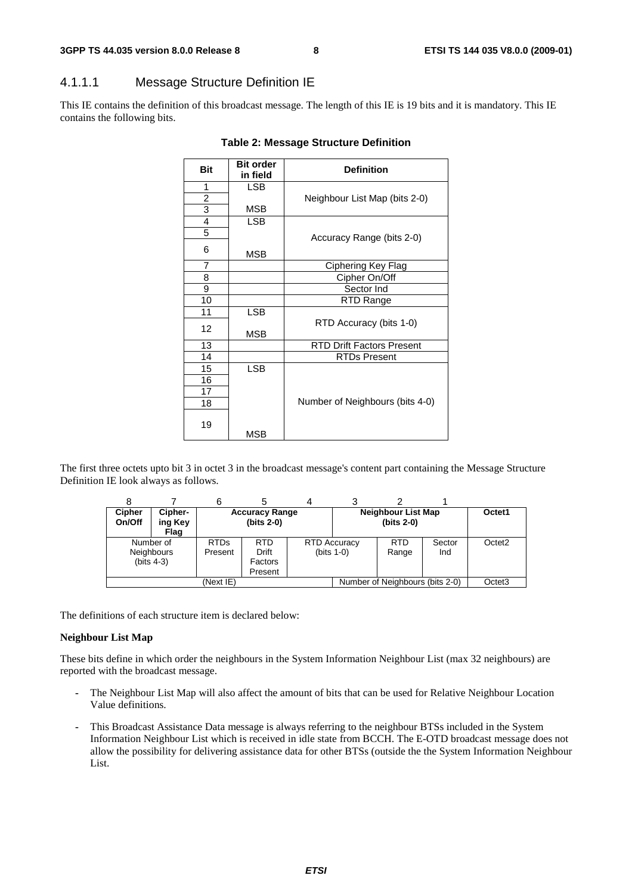#### 4.1.1.1 Message Structure Definition IE

This IE contains the definition of this broadcast message. The length of this IE is 19 bits and it is mandatory. This IE contains the following bits.

**Table 2: Message Structure Definition**

| Bit | Bit order in field | Definition |
|---|---|---|
| 1 | LSB | Neighbour List Map (bits 2-0) |
| 2 | | |
| 3 | MSB | |
| 4 | LSB | Accuracy Range (bits 2-0) |
| 5 | | |
| 6 | MSB | |
| 7 | | Ciphering Key Flag |
| 8 | | Cipher On/Off |
| 9 | | Sector Ind |
| 10 | | RTD Range |
| 11 | LSB | RTD Accuracy (bits 1-0) |
| 12 | MSB | |
| 13 | | RTD Drift Factors Present |
| 14 | | RTDs Present |
| 15 | LSB | Number of Neighbours (bits 4-0) |
| 16 | | |
| 17 | | |
| 18 | | |
| 19 | MSB | |

The first three octets upto bit 3 in octet 3 in the broadcast message's content part containing the Message Structure Definition IE look always as follows.

| 8 | 7 | 6 | 5 | 4 | 3 | 2 | 1 | |
|---|---|---|---|---|---|---|---|---|
| **Cipher On/Off** | **Cipher-ing Key Flag** | **Accuracy Range (bits 2-0)** | | | **Neighbour List Map (bits 2-0)** | | | **Octet1** |
| Number of Neighbours (bits 4-3) | | RTDs Present | RTD Drift Factors Present | RTD Accuracy (bits 1-0) | | RTD Range | Sector Ind | Octet2 |
| (Next IE) | | | | | Number of Neighbours (bits 2-0) | | | Octet3 |

The definitions of each structure item is declared below:

**Neighbour List Map**

These bits define in which order the neighbours in the System Information Neighbour List (max 32 neighbours) are reported with the broadcast message.

- The Neighbour List Map will also affect the amount of bits that can be used for Relative Neighbour Location Value definitions.
- This Broadcast Assistance Data message is always referring to the neighbour BTSs included in the System Information Neighbour List which is received in idle state from BCCH. The E-OTD broadcast message does not allow the possibility for delivering assistance data for other BTSs (outside the the System Information Neighbour List.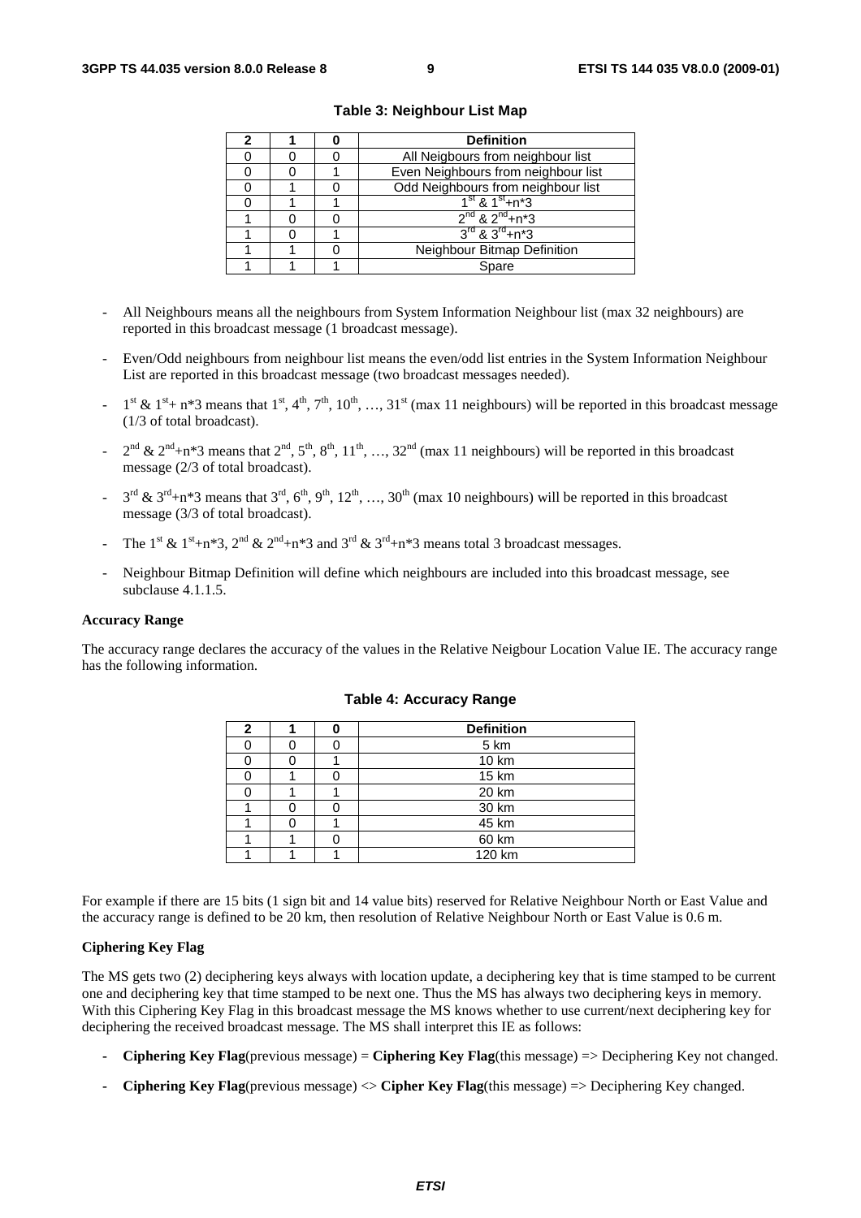**Table 3: Neighbour List Map**

| 2 | 1 | 0 | Definition |
|---|---|---|---|
| 0 | 0 | 0 | All Neigbours from neighbour list |
| 0 | 0 | 1 | Even Neighbours from neighbour list |
| 0 | 1 | 0 | Odd Neighbours from neighbour list |
| 0 | 1 | 1 | $1^{st}$ & $1^{st}$+n*3 |
| 1 | 0 | 0 | $2^{nd}$ & $2^{nd}$+n*3 |
| 1 | 0 | 1 | $3^{rd}$ & $3^{rd}$+n*3 |
| 1 | 1 | 0 | Neighbour Bitmap Definition |
| 1 | 1 | 1 | Spare |

- All Neighbours means all the neighbours from System Information Neighbour list (max 32 neighbours) are reported in this broadcast message (1 broadcast message).
- Even/Odd neighbours from neighbour list means the even/odd list entries in the System Information Neighbour List are reported in this broadcast message (two broadcast messages needed).
- $1^{st}$ & $1^{st}$+ n*3 means that $1^{st}$, $4^{th}$, $7^{th}$, $10^{th}$, …, $31^{st}$ (max 11 neighbours) will be reported in this broadcast message (1/3 of total broadcast).
- $2^{nd}$ & $2^{nd}$+n*3 means that $2^{nd}$, $5^{th}$, $8^{th}$, $11^{th}$, …, $32^{nd}$ (max 11 neighbours) will be reported in this broadcast message (2/3 of total broadcast).
- $3^{rd}$ & $3^{rd}$+n*3 means that $3^{rd}$, $6^{th}$, $9^{th}$, $12^{th}$, …, $30^{th}$ (max 10 neighbours) will be reported in this broadcast message (3/3 of total broadcast).
- The $1^{st}$ & $1^{st}$+n*3, $2^{nd}$ & $2^{nd}$+n*3 and $3^{rd}$ & $3^{rd}$+n*3 means total 3 broadcast messages.
- Neighbour Bitmap Definition will define which neighbours are included into this broadcast message, see subclause 4.1.1.5.

**Accuracy Range**

The accuracy range declares the accuracy of the values in the Relative Neigbour Location Value IE. The accuracy range has the following information.

**Table 4: Accuracy Range**

| 2 | 1 | 0 | Definition |
|---|---|---|---|
| 0 | 0 | 0 | 5 km |
| 0 | 0 | 1 | 10 km |
| 0 | 1 | 0 | 15 km |
| 0 | 1 | 1 | 20 km |
| 1 | 0 | 0 | 30 km |
| 1 | 0 | 1 | 45 km |
| 1 | 1 | 0 | 60 km |
| 1 | 1 | 1 | 120 km |

For example if there are 15 bits (1 sign bit and 14 value bits) reserved for Relative Neighbour North or East Value and the accuracy range is defined to be 20 km, then resolution of Relative Neighbour North or East Value is 0.6 m.

**Ciphering Key Flag**

The MS gets two (2) deciphering keys always with location update, a deciphering key that is time stamped to be current one and deciphering key that time stamped to be next one. Thus the MS has always two deciphering keys in memory. With this Ciphering Key Flag in this broadcast message the MS knows whether to use current/next deciphering key for deciphering the received broadcast message. The MS shall interpret this IE as follows:

- **Ciphering Key Flag**(previous message) = **Ciphering Key Flag**(this message) => Deciphering Key not changed.
- **Ciphering Key Flag**(previous message) <> **Cipher Key Flag**(this message) => Deciphering Key changed.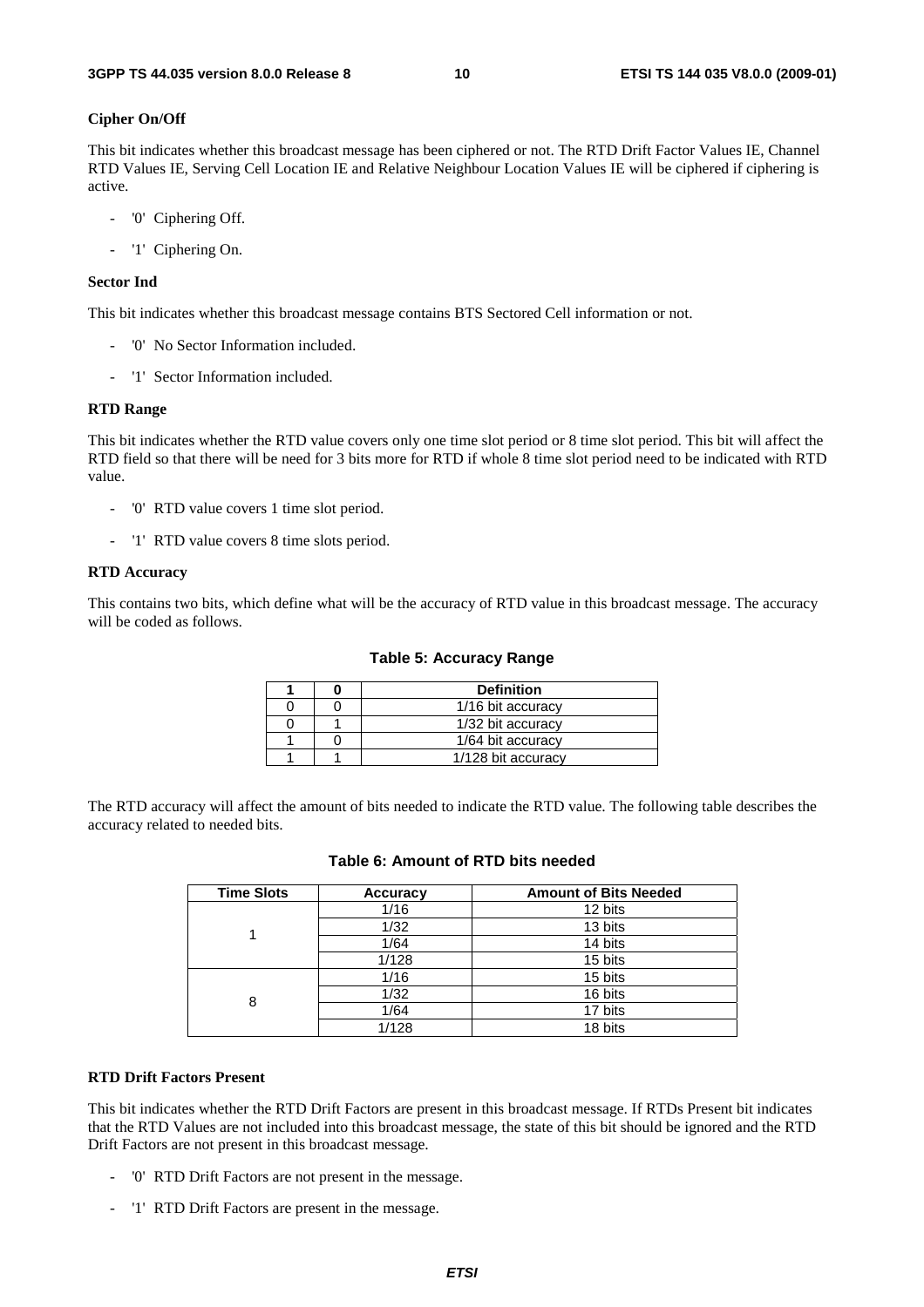**Cipher On/Off**

This bit indicates whether this broadcast message has been ciphered or not. The RTD Drift Factor Values IE, Channel RTD Values IE, Serving Cell Location IE and Relative Neighbour Location Values IE will be ciphered if ciphering is active.

- '0' Ciphering Off.
- '1' Ciphering On.

**Sector Ind**

This bit indicates whether this broadcast message contains BTS Sectored Cell information or not.

- '0' No Sector Information included.
- '1' Sector Information included.

**RTD Range**

This bit indicates whether the RTD value covers only one time slot period or 8 time slot period. This bit will affect the RTD field so that there will be need for 3 bits more for RTD if whole 8 time slot period need to be indicated with RTD value.

- '0' RTD value covers 1 time slot period.
- '1' RTD value covers 8 time slots period.

**RTD Accuracy**

This contains two bits, which define what will be the accuracy of RTD value in this broadcast message. The accuracy will be coded as follows.

**Table 5: Accuracy Range**

| 1 | 0 | Definition |
|---|---|---|
| 0 | 0 | 1/16 bit accuracy |
| 0 | 1 | 1/32 bit accuracy |
| 1 | 0 | 1/64 bit accuracy |
| 1 | 1 | 1/128 bit accuracy |

The RTD accuracy will affect the amount of bits needed to indicate the RTD value. The following table describes the accuracy related to needed bits.

**Table 6: Amount of RTD bits needed**

| Time Slots | Accuracy | Amount of Bits Needed |
|---|---|---|
| 1 | 1/16 | 12 bits |
| | 1/32 | 13 bits |
| | 1/64 | 14 bits |
| | 1/128 | 15 bits |
| 8 | 1/16 | 15 bits |
| | 1/32 | 16 bits |
| | 1/64 | 17 bits |
| | 1/128 | 18 bits |

**RTD Drift Factors Present**

This bit indicates whether the RTD Drift Factors are present in this broadcast message. If RTDs Present bit indicates that the RTD Values are not included into this broadcast message, the state of this bit should be ignored and the RTD Drift Factors are not present in this broadcast message.

- '0' RTD Drift Factors are not present in the message.
- '1' RTD Drift Factors are present in the message.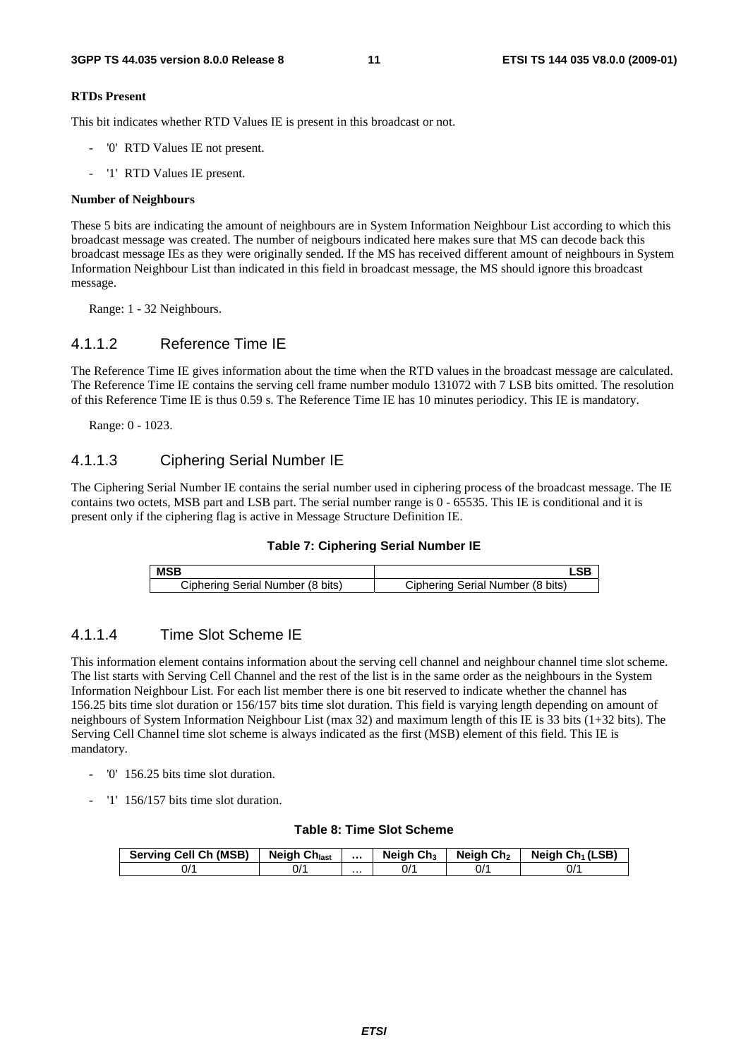**RTDs Present**

This bit indicates whether RTD Values IE is present in this broadcast or not.

- '0' RTD Values IE not present.
- '1' RTD Values IE present.

**Number of Neighbours**

These 5 bits are indicating the amount of neighbours are in System Information Neighbour List according to which this broadcast message was created. The number of neigbours indicated here makes sure that MS can decode back this broadcast message IEs as they were originally sended. If the MS has received different amount of neighbours in System Information Neighbour List than indicated in this field in broadcast message, the MS should ignore this broadcast message.

Range: 1 - 32 Neighbours.

#### 4.1.1.2 Reference Time IE

The Reference Time IE gives information about the time when the RTD values in the broadcast message are calculated. The Reference Time IE contains the serving cell frame number modulo 131072 with 7 LSB bits omitted. The resolution of this Reference Time IE is thus 0.59 s. The Reference Time IE has 10 minutes periodicy. This IE is mandatory.

Range: 0 - 1023.

#### 4.1.1.3 Ciphering Serial Number IE

The Ciphering Serial Number IE contains the serial number used in ciphering process of the broadcast message. The IE contains two octets, MSB part and LSB part. The serial number range is 0 - 65535. This IE is conditional and it is present only if the ciphering flag is active in Message Structure Definition IE.

**Table 7: Ciphering Serial Number IE**

| MSB | LSB |
|---|---|
| Ciphering Serial Number (8 bits) | Ciphering Serial Number (8 bits) |

#### 4.1.1.4 Time Slot Scheme IE

This information element contains information about the serving cell channel and neighbour channel time slot scheme. The list starts with Serving Cell Channel and the rest of the list is in the same order as the neighbours in the System Information Neighbour List. For each list member there is one bit reserved to indicate whether the channel has 156.25 bits time slot duration or 156/157 bits time slot duration. This field is varying length depending on amount of neighbours of System Information Neighbour List (max 32) and maximum length of this IE is 33 bits (1+32 bits). The Serving Cell Channel time slot scheme is always indicated as the first (MSB) element of this field. This IE is mandatory.

- '0' 156.25 bits time slot duration.
- '1' 156/157 bits time slot duration.

**Table 8: Time Slot Scheme**

| Serving Cell Ch (MSB) | Neigh $Ch_{last}$ | ... | Neigh $Ch_3$ | Neigh $Ch_2$ | Neigh $Ch_1$ (LSB) |
|---|---|---|---|---|---|
| 0/1 | 0/1 | ... | 0/1 | 0/1 | 0/1 |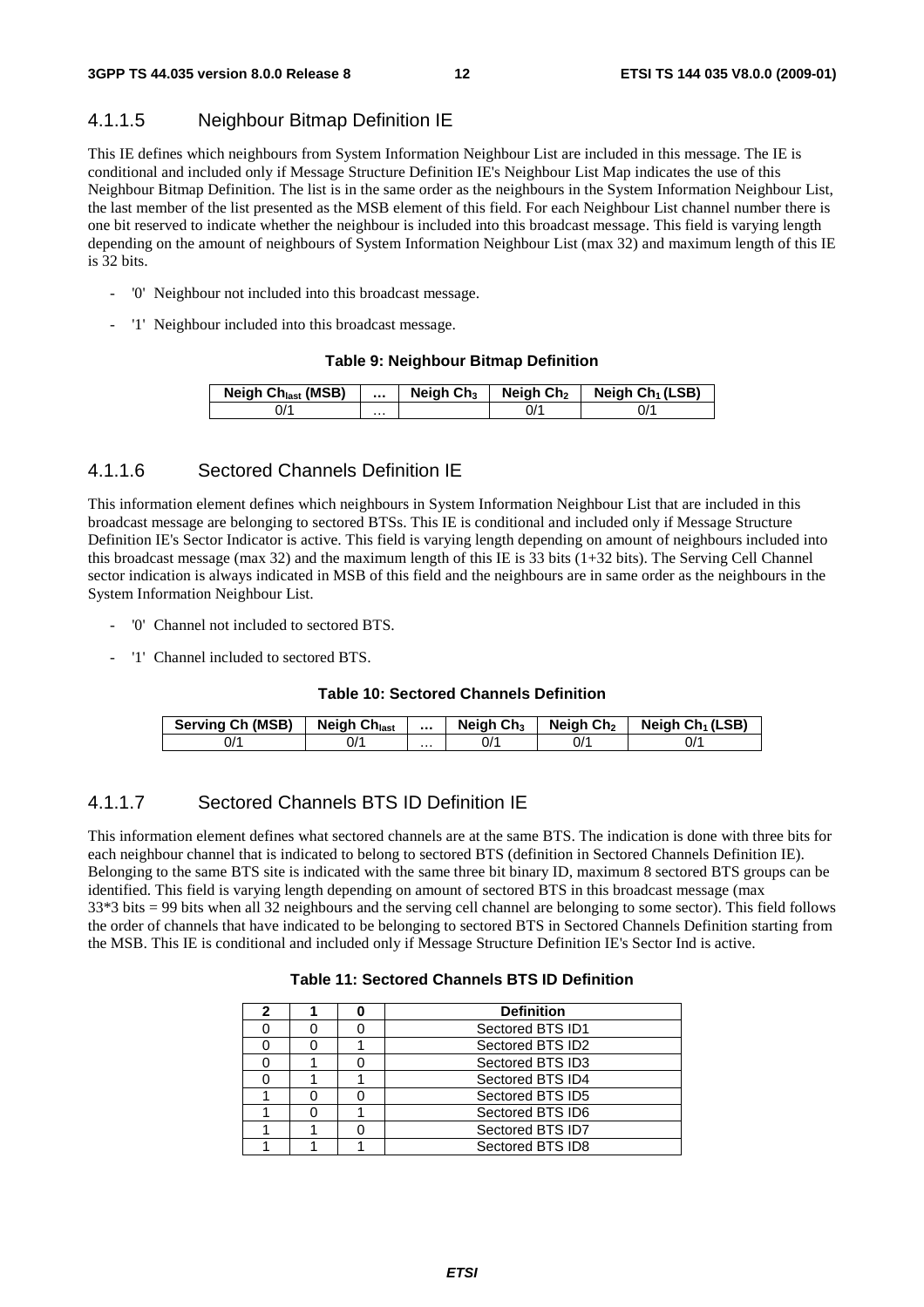### 4.1.1.5 Neighbour Bitmap Definition IE

This IE defines which neighbours from System Information Neighbour List are included in this message. The IE is conditional and included only if Message Structure Definition IE's Neighbour List Map indicates the use of this Neighbour Bitmap Definition. The list is in the same order as the neighbours in the System Information Neighbour List, the last member of the list presented as the MSB element of this field. For each Neighbour List channel number there is one bit reserved to indicate whether the neighbour is included into this broadcast message. This field is varying length depending on the amount of neighbours of System Information Neighbour List (max 32) and maximum length of this IE is 32 bits.

- '0' Neighbour not included into this broadcast message.
- '1' Neighbour included into this broadcast message.

**Table 9: Neighbour Bitmap Definition**

| Neigh $Ch_{last}$ (MSB) | ... | Neigh $Ch_3$ | Neigh $Ch_2$ | Neigh $Ch_1$ (LSB) |
|---|---|---|---|---|
| 0/1 | ... | | 0/1 | 0/1 |

### 4.1.1.6 Sectored Channels Definition IE

This information element defines which neighbours in System Information Neighbour List that are included in this broadcast message are belonging to sectored BTSs. This IE is conditional and included only if Message Structure Definition IE's Sector Indicator is active. This field is varying length depending on amount of neighbours included into this broadcast message (max 32) and the maximum length of this IE is 33 bits (1+32 bits). The Serving Cell Channel sector indication is always indicated in MSB of this field and the neighbours are in same order as the neighbours in the System Information Neighbour List.

- '0' Channel not included to sectored BTS.
- '1' Channel included to sectored BTS.

**Table 10: Sectored Channels Definition**

| Serving Ch (MSB) | Neigh $Ch_{last}$ | ... | Neigh $Ch_3$ | Neigh $Ch_2$ | Neigh $Ch_1$ (LSB) |
|---|---|---|---|---|---|
| 0/1 | 0/1 | ... | 0/1 | 0/1 | 0/1 |

### 4.1.1.7 Sectored Channels BTS ID Definition IE

This information element defines what sectored channels are at the same BTS. The indication is done with three bits for each neighbour channel that is indicated to belong to sectored BTS (definition in Sectored Channels Definition IE). Belonging to the same BTS site is indicated with the same three bit binary ID, maximum 8 sectored BTS groups can be identified. This field is varying length depending on amount of sectored BTS in this broadcast message (max 33*3 bits = 99 bits when all 32 neighbours and the serving cell channel are belonging to some sector). This field follows the order of channels that have indicated to be belonging to sectored BTS in Sectored Channels Definition starting from the MSB. This IE is conditional and included only if Message Structure Definition IE's Sector Ind is active.

**Table 11: Sectored Channels BTS ID Definition**

| 2 | 1 | 0 | Definition |
|---|---|---|---|
| 0 | 0 | 0 | Sectored BTS ID1 |
| 0 | 0 | 1 | Sectored BTS ID2 |
| 0 | 1 | 0 | Sectored BTS ID3 |
| 0 | 1 | 1 | Sectored BTS ID4 |
| 1 | 0 | 0 | Sectored BTS ID5 |
| 1 | 0 | 1 | Sectored BTS ID6 |
| 1 | 1 | 0 | Sectored BTS ID7 |
| 1 | 1 | 1 | Sectored BTS ID8 |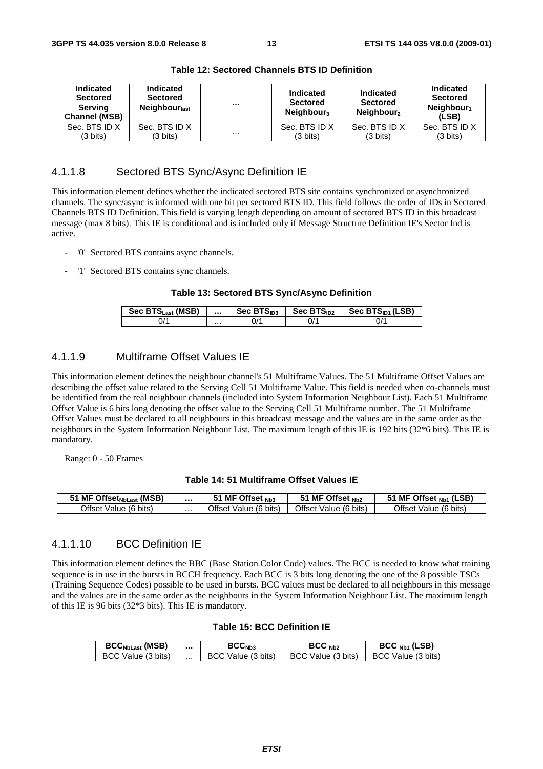**Table 12: Sectored Channels BTS ID Definition**

| Indicated Sectored Serving Channel (MSB) | Indicated Sectored $Neighbour_{last}$ | ... | Indicated Sectored $Neighbour_3$ | Indicated Sectored $Neighbour_2$ | Indicated Sectored $Neighbour_1$ (LSB) |
|---|---|---|---|---|---|
| Sec. BTS ID X (3 bits) | Sec. BTS ID X (3 bits) | ... | Sec. BTS ID X (3 bits) | Sec. BTS ID X (3 bits) | Sec. BTS ID X (3 bits) |

### 4.1.1.8 Sectored BTS Sync/Async Definition IE

This information element defines whether the indicated sectored BTS site contains synchronized or asynchronized channels. The sync/async is informed with one bit per sectored BTS ID. This field follows the order of IDs in Sectored Channels BTS ID Definition. This field is varying length depending on amount of sectored BTS ID in this broadcast message (max 8 bits). This IE is conditional and is included only if Message Structure Definition IE's Sector Ind is active.

- '0' Sectored BTS contains async channels.
- '1' Sectored BTS contains sync channels.

**Table 13: Sectored BTS Sync/Async Definition**

| Sec $BTS_{Last}$ (MSB) | ... | Sec $BTS_{ID3}$ | Sec $BTS_{ID2}$ | Sec $BTS_{ID1}$ (LSB) |
|---|---|---|---|---|
| 0/1 | ... | 0/1 | 0/1 | 0/1 |

### 4.1.1.9 Multiframe Offset Values IE

This information element defines the neighbour channel's 51 Multiframe Values. The 51 Multiframe Offset Values are describing the offset value related to the Serving Cell 51 Multiframe Value. This field is needed when co-channels must be identified from the real neighbour channels (included into System Information Neighbour List). Each 51 Multiframe Offset Value is 6 bits long denoting the offset value to the Serving Cell 51 Multiframe number. The 51 Multiframe Offset Values must be declared to all neighbours in this broadcast message and the values are in the same order as the neighbours in the System Information Neighbour List. The maximum length of this IE is 192 bits (32*6 bits). This IE is mandatory.

Range: 0 - 50 Frames

**Table 14: 51 Multiframe Offset Values IE**

| 51 MF $Offset_{NbLast}$ (MSB) | ... | 51 MF Offset $_{Nb3}$ | 51 MF Offset $_{Nb2}$ | 51 MF Offset $_{Nb1}$ (LSB) |
|---|---|---|---|---|
| Offset Value (6 bits) | ... | Offset Value (6 bits) | Offset Value (6 bits) | Offset Value (6 bits) |

### 4.1.1.10 BCC Definition IE

This information element defines the BBC (Base Station Color Code) values. The BCC is needed to know what training sequence is in use in the bursts in BCCH frequency. Each BCC is 3 bits long denoting the one of the 8 possible TSCs (Training Sequence Codes) possible to be used in bursts. BCC values must be declared to all neighbours in this message and the values are in the same order as the neighbours in the System Information Neighbour List. The maximum length of this IE is 96 bits (32*3 bits). This IE is mandatory.

**Table 15: BCC Definition IE**

| $BCC_{NbLast}$ (MSB) | ... | $BCC_{Nb3}$ | BCC $_{Nb2}$ | BCC $_{Nb1}$ (LSB) |
|---|---|---|---|---|
| BCC Value (3 bits) | ... | BCC Value (3 bits) | BCC Value (3 bits) | BCC Value (3 bits) |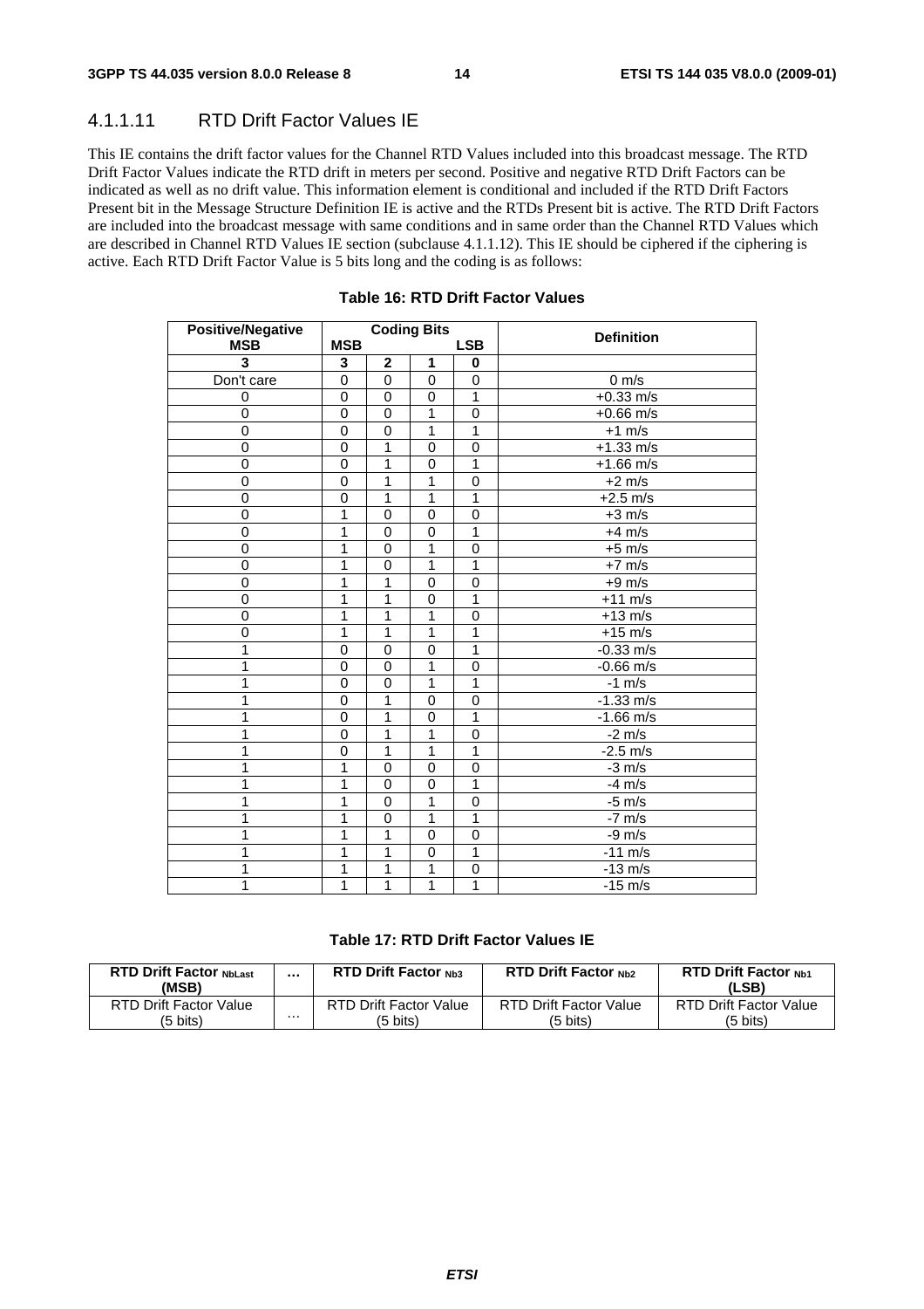### 4.1.1.11 RTD Drift Factor Values IE

This IE contains the drift factor values for the Channel RTD Values included into this broadcast message. The RTD Drift Factor Values indicate the RTD drift in meters per second. Positive and negative RTD Drift Factors can be indicated as well as no drift value. This information element is conditional and included if the RTD Drift Factors Present bit in the Message Structure Definition IE is active and the RTDs Present bit is active. The RTD Drift Factors are included into the broadcast message with same conditions and in same order than the Channel RTD Values which are described in Channel RTD Values IE section (subclause 4.1.1.12). This IE should be ciphered if the ciphering is active. Each RTD Drift Factor Value is 5 bits long and the coding is as follows:

**Table 16: RTD Drift Factor Values**

| Positive/Negative MSB | Coding Bits MSB | | | LSB | Definition |
|---|---|---|---|---|---|
| **3** | **3** | **2** | **1** | **0** | |
| Don't care | 0 | 0 | 0 | 0 | 0 m/s |
| 0 | 0 | 0 | 0 | 1 | +0.33 m/s |
| 0 | 0 | 0 | 1 | 0 | +0.66 m/s |
| 0 | 0 | 0 | 1 | 1 | +1 m/s |
| 0 | 0 | 1 | 0 | 0 | +1.33 m/s |
| 0 | 0 | 1 | 0 | 1 | +1.66 m/s |
| 0 | 0 | 1 | 1 | 0 | +2 m/s |
| 0 | 0 | 1 | 1 | 1 | +2.5 m/s |
| 0 | 1 | 0 | 0 | 0 | +3 m/s |
| 0 | 1 | 0 | 0 | 1 | +4 m/s |
| 0 | 1 | 0 | 1 | 0 | +5 m/s |
| 0 | 1 | 0 | 1 | 1 | +7 m/s |
| 0 | 1 | 1 | 0 | 0 | +9 m/s |
| 0 | 1 | 1 | 0 | 1 | +11 m/s |
| 0 | 1 | 1 | 1 | 0 | +13 m/s |
| 0 | 1 | 1 | 1 | 1 | +15 m/s |
| 1 | 0 | 0 | 0 | 1 | -0.33 m/s |
| 1 | 0 | 0 | 1 | 0 | -0.66 m/s |
| 1 | 0 | 0 | 1 | 1 | -1 m/s |
| 1 | 0 | 1 | 0 | 0 | -1.33 m/s |
| 1 | 0 | 1 | 0 | 1 | -1.66 m/s |
| 1 | 0 | 1 | 1 | 0 | -2 m/s |
| 1 | 0 | 1 | 1 | 1 | -2.5 m/s |
| 1 | 1 | 0 | 0 | 0 | -3 m/s |
| 1 | 1 | 0 | 0 | 1 | -4 m/s |
| 1 | 1 | 0 | 1 | 0 | -5 m/s |
| 1 | 1 | 0 | 1 | 1 | -7 m/s |
| 1 | 1 | 1 | 0 | 0 | -9 m/s |
| 1 | 1 | 1 | 0 | 1 | -11 m/s |
| 1 | 1 | 1 | 1 | 0 | -13 m/s |
| 1 | 1 | 1 | 1 | 1 | -15 m/s |

**Table 17: RTD Drift Factor Values IE**

| RTD Drift Factor $_{NbLast}$ (MSB) | … | RTD Drift Factor $_{Nb3}$ | RTD Drift Factor $_{Nb2}$ | RTD Drift Factor $_{Nb1}$ (LSB) |
|---|---|---|---|---|
| RTD Drift Factor Value (5 bits) | … | RTD Drift Factor Value (5 bits) | RTD Drift Factor Value (5 bits) | RTD Drift Factor Value (5 bits) |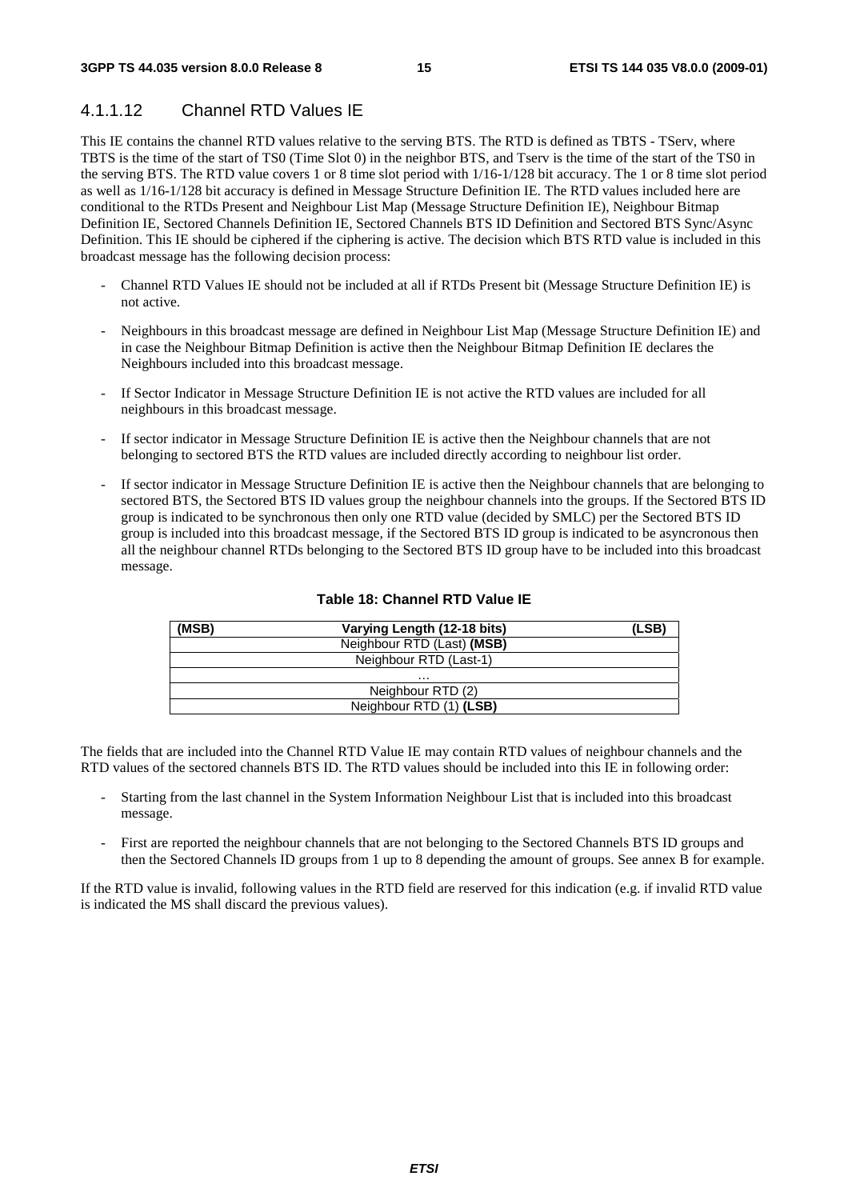#### 4.1.1.12 Channel RTD Values IE

This IE contains the channel RTD values relative to the serving BTS. The RTD is defined as TBTS - TServ, where TBTS is the time of the start of TS0 (Time Slot 0) in the neighbor BTS, and Tserv is the time of the start of the TS0 in the serving BTS. The RTD value covers 1 or 8 time slot period with 1/16-1/128 bit accuracy. The 1 or 8 time slot period as well as 1/16-1/128 bit accuracy is defined in Message Structure Definition IE. The RTD values included here are conditional to the RTDs Present and Neighbour List Map (Message Structure Definition IE), Neighbour Bitmap Definition IE, Sectored Channels Definition IE, Sectored Channels BTS ID Definition and Sectored BTS Sync/Async Definition. This IE should be ciphered if the ciphering is active. The decision which BTS RTD value is included in this broadcast message has the following decision process:

- Channel RTD Values IE should not be included at all if RTDs Present bit (Message Structure Definition IE) is not active.
- Neighbours in this broadcast message are defined in Neighbour List Map (Message Structure Definition IE) and in case the Neighbour Bitmap Definition is active then the Neighbour Bitmap Definition IE declares the Neighbours included into this broadcast message.
- If Sector Indicator in Message Structure Definition IE is not active the RTD values are included for all neighbours in this broadcast message.
- If sector indicator in Message Structure Definition IE is active then the Neighbour channels that are not belonging to sectored BTS the RTD values are included directly according to neighbour list order.
- If sector indicator in Message Structure Definition IE is active then the Neighbour channels that are belonging to sectored BTS, the Sectored BTS ID values group the neighbour channels into the groups. If the Sectored BTS ID group is indicated to be synchronous then only one RTD value (decided by SMLC) per the Sectored BTS ID group is included into this broadcast message, if the Sectored BTS ID group is indicated to be asyncronous then all the neighbour channel RTDs belonging to the Sectored BTS ID group have to be included into this broadcast message.

**Table 18: Channel RTD Value IE**

| (MSB) Varying Length (12-18 bits) (LSB) |
|---|
| Neighbour RTD (Last) **(MSB)** |
| Neighbour RTD (Last-1) |
| ... |
| Neighbour RTD (2) |
| Neighbour RTD (1) **(LSB)** |

The fields that are included into the Channel RTD Value IE may contain RTD values of neighbour channels and the RTD values of the sectored channels BTS ID. The RTD values should be included into this IE in following order:

- Starting from the last channel in the System Information Neighbour List that is included into this broadcast message.
- First are reported the neighbour channels that are not belonging to the Sectored Channels BTS ID groups and then the Sectored Channels ID groups from 1 up to 8 depending the amount of groups. See annex B for example.

If the RTD value is invalid, following values in the RTD field are reserved for this indication (e.g. if invalid RTD value is indicated the MS shall discard the previous values).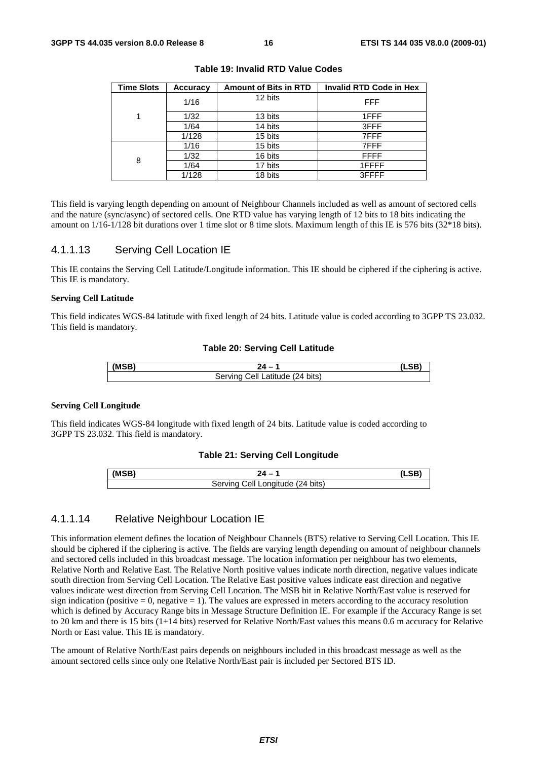**Table 19: Invalid RTD Value Codes**

| Time Slots | Accuracy | Amount of Bits in RTD | Invalid RTD Code in Hex |
|---|---|---|---|
| 1 | 1/16 | 12 bits | FFF |
| | 1/32 | 13 bits | 1FFF |
| | 1/64 | 14 bits | 3FFF |
| | 1/128 | 15 bits | 7FFF |
| 8 | 1/16 | 15 bits | 7FFF |
| | 1/32 | 16 bits | FFFF |
| | 1/64 | 17 bits | 1FFFF |
| | 1/128 | 18 bits | 3FFFF |

This field is varying length depending on amount of Neighbour Channels included as well as amount of sectored cells and the nature (sync/async) of sectored cells. One RTD value has varying length of 12 bits to 18 bits indicating the amount on 1/16-1/128 bit durations over 1 time slot or 8 time slots. Maximum length of this IE is 576 bits (32*18 bits).

#### 4.1.1.13 Serving Cell Location IE

This IE contains the Serving Cell Latitude/Longitude information. This IE should be ciphered if the ciphering is active. This IE is mandatory.

**Serving Cell Latitude**

This field indicates WGS-84 latitude with fixed length of 24 bits. Latitude value is coded according to 3GPP TS 23.032. This field is mandatory.

**Table 20: Serving Cell Latitude**

| (MSB) | 24 – 1 | (LSB) |
|---|---|---|
| Serving Cell Latitude (24 bits) | | |

**Serving Cell Longitude**

This field indicates WGS-84 longitude with fixed length of 24 bits. Latitude value is coded according to 3GPP TS 23.032. This field is mandatory.

**Table 21: Serving Cell Longitude**

| (MSB) | 24 – 1 | (LSB) |
|---|---|---|
| Serving Cell Longitude (24 bits) | | |

#### 4.1.1.14 Relative Neighbour Location IE

This information element defines the location of Neighbour Channels (BTS) relative to Serving Cell Location. This IE should be ciphered if the ciphering is active. The fields are varying length depending on amount of neighbour channels and sectored cells included in this broadcast message. The location information per neighbour has two elements, Relative North and Relative East. The Relative North positive values indicate north direction, negative values indicate south direction from Serving Cell Location. The Relative East positive values indicate east direction and negative values indicate west direction from Serving Cell Location. The MSB bit in Relative North/East value is reserved for sign indication (positive = 0, negative = 1). The values are expressed in meters according to the accuracy resolution which is defined by Accuracy Range bits in Message Structure Definition IE. For example if the Accuracy Range is set to 20 km and there is 15 bits (1+14 bits) reserved for Relative North/East values this means 0.6 m accuracy for Relative North or East value. This IE is mandatory.

The amount of Relative North/East pairs depends on neighbours included in this broadcast message as well as the amount sectored cells since only one Relative North/East pair is included per Sectored BTS ID.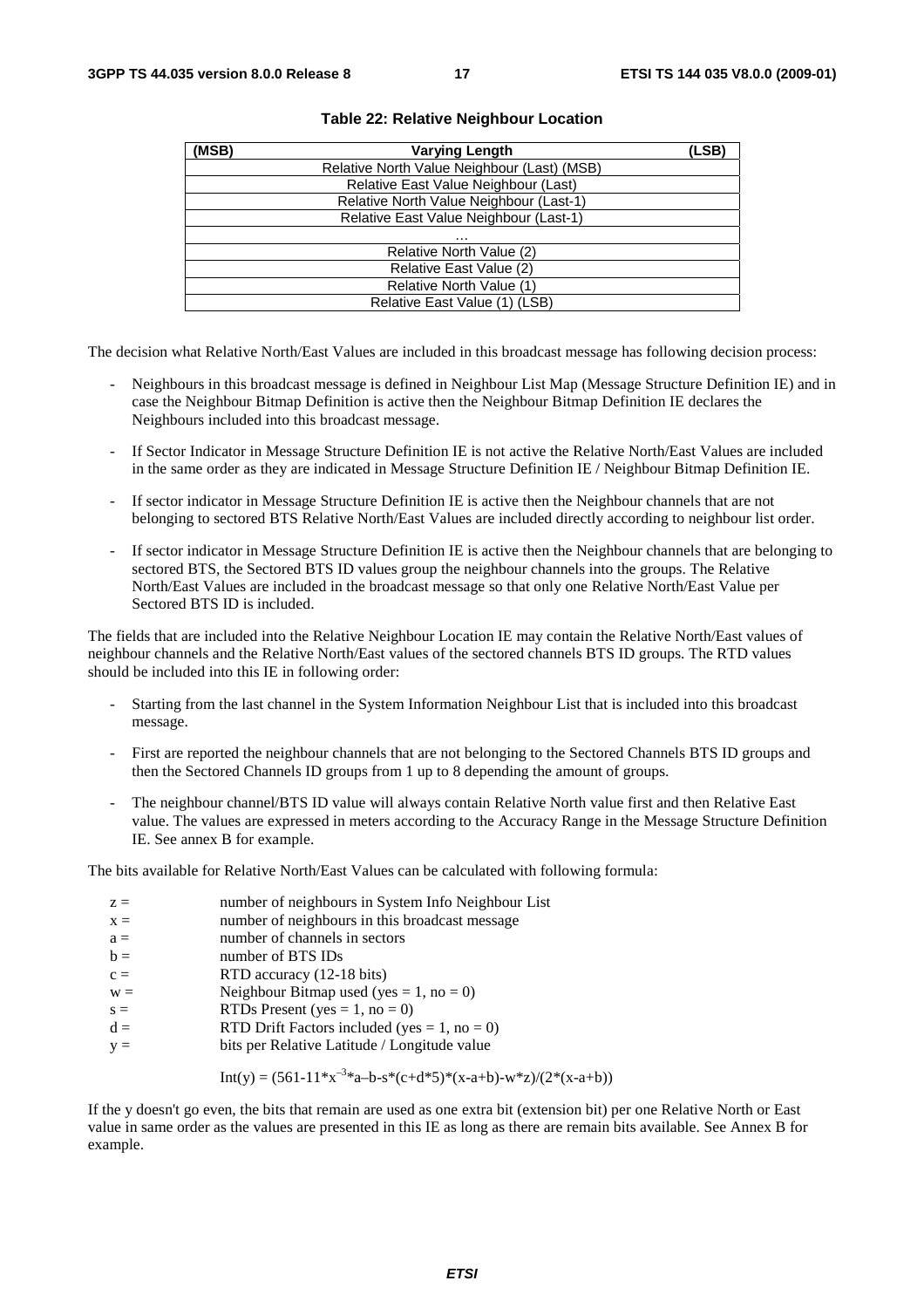**Table 22: Relative Neighbour Location**

| (MSB) Varying Length (LSB) |
|---|
| Relative North Value Neighbour (Last) (MSB) |
| Relative East Value Neighbour (Last) |
| Relative North Value Neighbour (Last-1) |
| Relative East Value Neighbour (Last-1) |
| … |
| Relative North Value (2) |
| Relative East Value (2) |
| Relative North Value (1) |
| Relative East Value (1) (LSB) |

The decision what Relative North/East Values are included in this broadcast message has following decision process:

- Neighbours in this broadcast message is defined in Neighbour List Map (Message Structure Definition IE) and in case the Neighbour Bitmap Definition is active then the Neighbour Bitmap Definition IE declares the Neighbours included into this broadcast message.
- If Sector Indicator in Message Structure Definition IE is not active the Relative North/East Values are included in the same order as they are indicated in Message Structure Definition IE / Neighbour Bitmap Definition IE.
- If sector indicator in Message Structure Definition IE is active then the Neighbour channels that are not belonging to sectored BTS Relative North/East Values are included directly according to neighbour list order.
- If sector indicator in Message Structure Definition IE is active then the Neighbour channels that are belonging to sectored BTS, the Sectored BTS ID values group the neighbour channels into the groups. The Relative North/East Values are included in the broadcast message so that only one Relative North/East Value per Sectored BTS ID is included.

The fields that are included into the Relative Neighbour Location IE may contain the Relative North/East values of neighbour channels and the Relative North/East values of the sectored channels BTS ID groups. The RTD values should be included into this IE in following order:

- Starting from the last channel in the System Information Neighbour List that is included into this broadcast message.
- First are reported the neighbour channels that are not belonging to the Sectored Channels BTS ID groups and then the Sectored Channels ID groups from 1 up to 8 depending the amount of groups.
- The neighbour channel/BTS ID value will always contain Relative North value first and then Relative East value. The values are expressed in meters according to the Accuracy Range in the Message Structure Definition IE. See annex B for example.

The bits available for Relative North/East Values can be calculated with following formula:

- $z$ = number of neighbours in System Info Neighbour List
- $x$ = number of neighbours in this broadcast message
- $a$ = number of channels in sectors
- $b$ = number of BTS IDs
- $c$ = RTD accuracy (12-18 bits)
- $w$ = Neighbour Bitmap used (yes = 1, no = 0)
- $s$ = RTDs Present (yes = 1, no = 0)
- $d$ = RTD Drift Factors included (yes = 1, no = 0)
- $y$ = bits per Relative Latitude / Longitude value

$$\mathrm{Int}(y) = (561-11*x^{-3}*a-b-s*(c+d*5)*(x-a+b)-w*z)/(2*(x-a+b))$$

If the y doesn't go even, the bits that remain are used as one extra bit (extension bit) per one Relative North or East value in same order as the values are presented in this IE as long as there are remain bits available. See Annex B for example.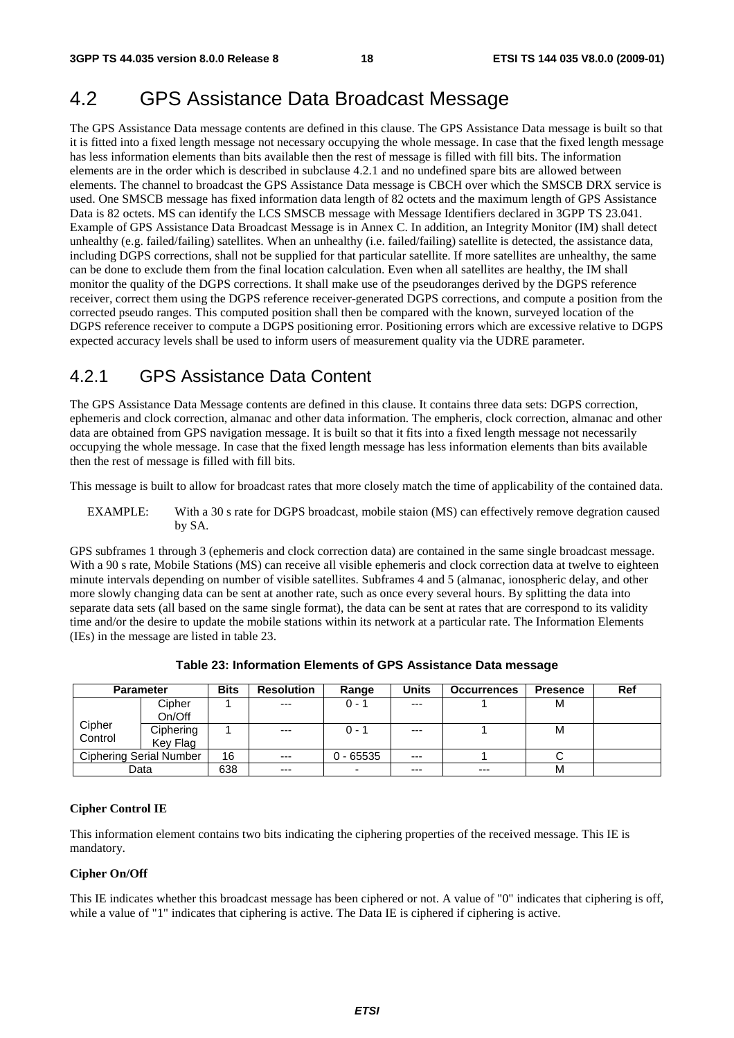# 4.2 GPS Assistance Data Broadcast Message

The GPS Assistance Data message contents are defined in this clause. The GPS Assistance Data message is built so that it is fitted into a fixed length message not necessary occupying the whole message. In case that the fixed length message has less information elements than bits available then the rest of message is filled with fill bits. The information elements are in the order which is described in subclause 4.2.1 and no undefined spare bits are allowed between elements. The channel to broadcast the GPS Assistance Data message is CBCH over which the SMSCB DRX service is used. One SMSCB message has fixed information data length of 82 octets and the maximum length of GPS Assistance Data is 82 octets. MS can identify the LCS SMSCB message with Message Identifiers declared in 3GPP TS 23.041. Example of GPS Assistance Data Broadcast Message is in Annex C. In addition, an Integrity Monitor (IM) shall detect unhealthy (e.g. failed/failing) satellites. When an unhealthy (i.e. failed/failing) satellite is detected, the assistance data, including DGPS corrections, shall not be supplied for that particular satellite. If more satellites are unhealthy, the same can be done to exclude them from the final location calculation. Even when all satellites are healthy, the IM shall monitor the quality of the DGPS corrections. It shall make use of the pseudoranges derived by the DGPS reference receiver, correct them using the DGPS reference receiver-generated DGPS corrections, and compute a position from the corrected pseudo ranges. This computed position shall then be compared with the known, surveyed location of the DGPS reference receiver to compute a DGPS positioning error. Positioning errors which are excessive relative to DGPS expected accuracy levels shall be used to inform users of measurement quality via the UDRE parameter.

## 4.2.1 GPS Assistance Data Content

The GPS Assistance Data Message contents are defined in this clause. It contains three data sets: DGPS correction, ephemeris and clock correction, almanac and other data information. The empheris, clock correction, almanac and other data are obtained from GPS navigation message. It is built so that it fits into a fixed length message not necessarily occupying the whole message. In case that the fixed length message has less information elements than bits available then the rest of message is filled with fill bits.

This message is built to allow for broadcast rates that more closely match the time of applicability of the contained data.

EXAMPLE: With a 30 s rate for DGPS broadcast, mobile staion (MS) can effectively remove degration caused by SA.

GPS subframes 1 through 3 (ephemeris and clock correction data) are contained in the same single broadcast message. With a 90 s rate, Mobile Stations (MS) can receive all visible ephemeris and clock correction data at twelve to eighteen minute intervals depending on number of visible satellites. Subframes 4 and 5 (almanac, ionospheric delay, and other more slowly changing data can be sent at another rate, such as once every several hours. By splitting the data into separate data sets (all based on the same single format), the data can be sent at rates that are correspond to its validity time and/or the desire to update the mobile stations within its network at a particular rate. The Information Elements (IEs) in the message are listed in table 23.

**Table 23: Information Elements of GPS Assistance Data message**

| Parameter | | Bits | Resolution | Range | Units | Occurrences | Presence | Ref |
|---|---|---|---|---|---|---|---|---|
| Cipher Control | Cipher On/Off | 1 | --- | 0 - 1 | --- | 1 | M | |
| | Ciphering Key Flag | 1 | --- | 0 - 1 | --- | 1 | M | |
| Ciphering Serial Number | | 16 | --- | 0 - 65535 | --- | 1 | C | |
| Data | | 638 | --- | - | --- | --- | M | |

**Cipher Control IE**

This information element contains two bits indicating the ciphering properties of the received message. This IE is mandatory.

**Cipher On/Off**

This IE indicates whether this broadcast message has been ciphered or not. A value of "0" indicates that ciphering is off, while a value of "1" indicates that ciphering is active. The Data IE is ciphered if ciphering is active.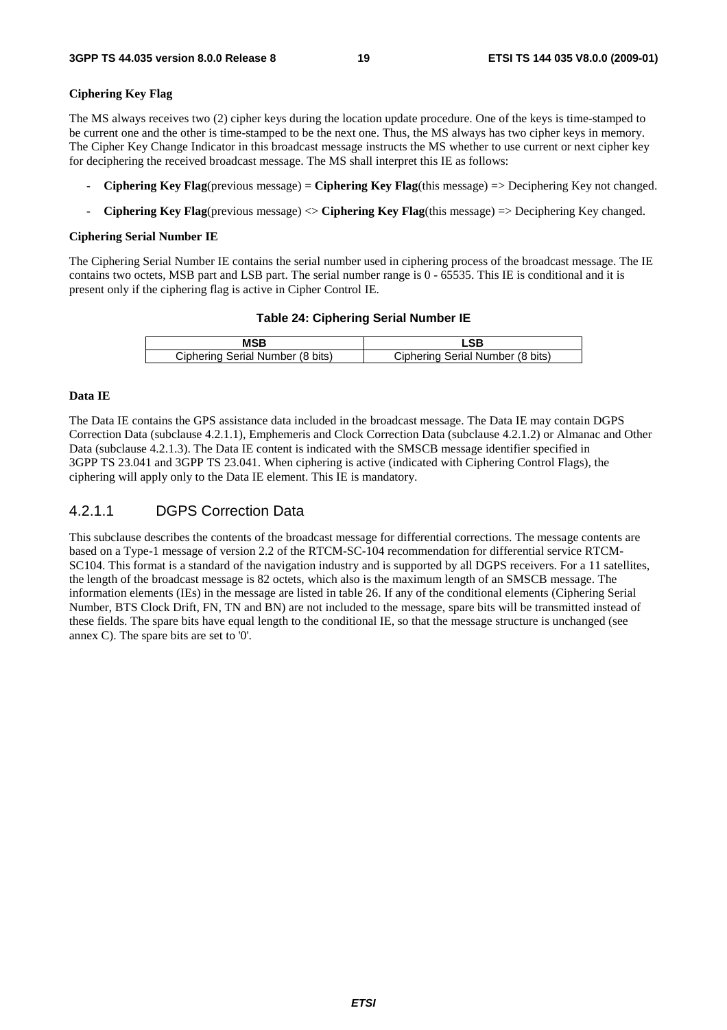**Ciphering Key Flag**

The MS always receives two (2) cipher keys during the location update procedure. One of the keys is time-stamped to be current one and the other is time-stamped to be the next one. Thus, the MS always has two cipher keys in memory. The Cipher Key Change Indicator in this broadcast message instructs the MS whether to use current or next cipher key for deciphering the received broadcast message. The MS shall interpret this IE as follows:

- **Ciphering Key Flag**(previous message) = **Ciphering Key Flag**(this message) => Deciphering Key not changed.
- **Ciphering Key Flag**(previous message) <> **Ciphering Key Flag**(this message) => Deciphering Key changed.

**Ciphering Serial Number IE**

The Ciphering Serial Number IE contains the serial number used in ciphering process of the broadcast message. The IE contains two octets, MSB part and LSB part. The serial number range is 0 - 65535. This IE is conditional and it is present only if the ciphering flag is active in Cipher Control IE.

**Table 24: Ciphering Serial Number IE**

| MSB | LSB |
|---|---|
| Ciphering Serial Number (8 bits) | Ciphering Serial Number (8 bits) |

**Data IE**

The Data IE contains the GPS assistance data included in the broadcast message. The Data IE may contain DGPS Correction Data (subclause 4.2.1.1), Emphemeris and Clock Correction Data (subclause 4.2.1.2) or Almanac and Other Data (subclause 4.2.1.3). The Data IE content is indicated with the SMSCB message identifier specified in 3GPP TS 23.041 and 3GPP TS 23.041. When ciphering is active (indicated with Ciphering Control Flags), the ciphering will apply only to the Data IE element. This IE is mandatory.

### 4.2.1.1 DGPS Correction Data

This subclause describes the contents of the broadcast message for differential corrections. The message contents are based on a Type-1 message of version 2.2 of the RTCM-SC-104 recommendation for differential service RTCM-SC104. This format is a standard of the navigation industry and is supported by all DGPS receivers. For a 11 satellites, the length of the broadcast message is 82 octets, which also is the maximum length of an SMSCB message. The information elements (IEs) in the message are listed in table 26. If any of the conditional elements (Ciphering Serial Number, BTS Clock Drift, FN, TN and BN) are not included to the message, spare bits will be transmitted instead of these fields. The spare bits have equal length to the conditional IE, so that the message structure is unchanged (see annex C). The spare bits are set to '0'.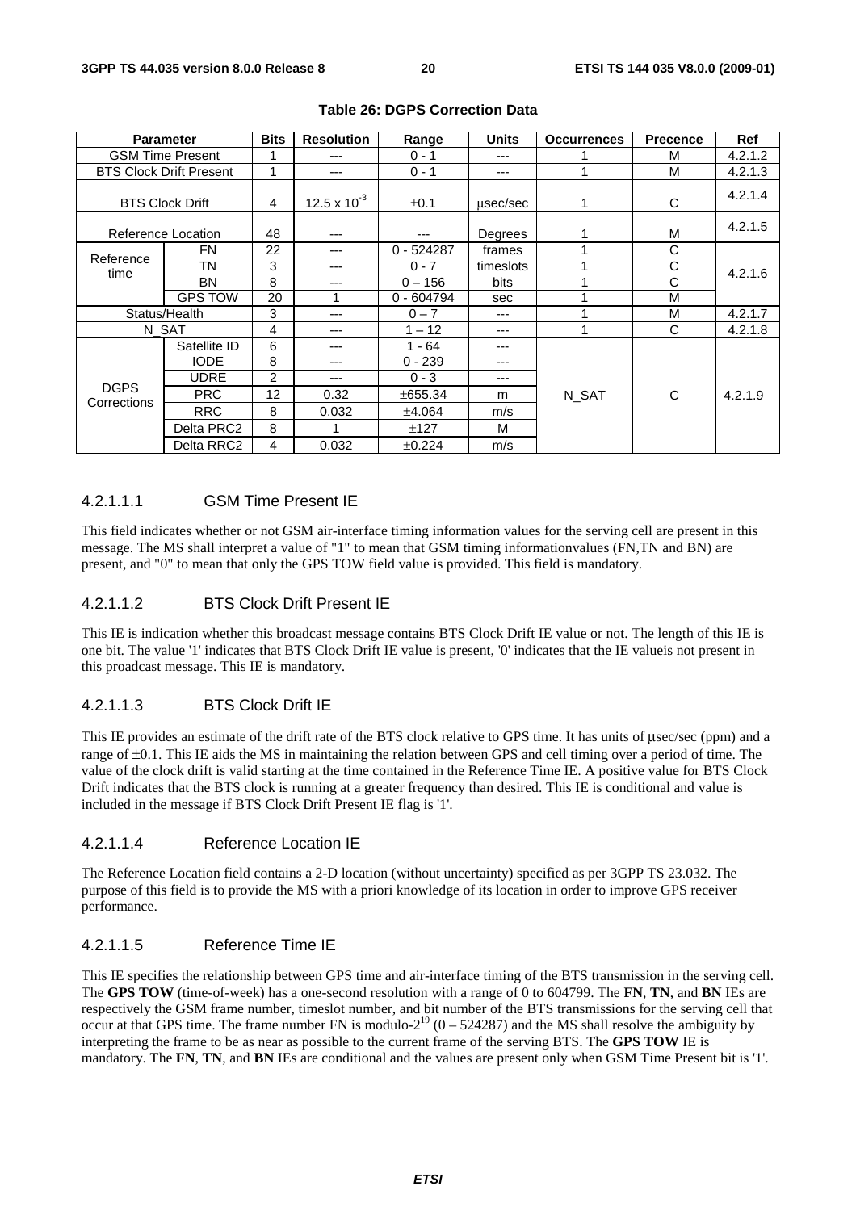**Table 26: DGPS Correction Data**

| Parameter | | Bits | Resolution | Range | Units | Occurrences | Precence | Ref |
|---|---|---|---|---|---|---|---|---|
| GSM Time Present | | 1 | --- | 0 - 1 | --- | 1 | M | 4.2.1.2 |
| BTS Clock Drift Present | | 1 | --- | 0 - 1 | --- | 1 | M | 4.2.1.3 |
| BTS Clock Drift | | 4 | $12.5 \times 10^{-3}$ | ±0.1 | µsec/sec | 1 | C | 4.2.1.4 |
| Reference Location | | 48 | --- | --- | Degrees | 1 | M | 4.2.1.5 |
| Reference time | FN | 22 | --- | 0 - 524287 | frames | 1 | C | 4.2.1.6 |
| | TN | 3 | --- | 0 - 7 | timeslots | 1 | C | |
| | BN | 8 | --- | 0 – 156 | bits | 1 | C | |
| | GPS TOW | 20 | 1 | 0 - 604794 | sec | 1 | M | |
| Status/Health | | 3 | --- | 0 – 7 | --- | 1 | M | 4.2.1.7 |
| N_SAT | | 4 | --- | 1 – 12 | --- | 1 | C | 4.2.1.8 |
| DGPS Corrections | Satellite ID | 6 | --- | 1 - 64 | --- | N_SAT | C | 4.2.1.9 |
| | IODE | 8 | --- | 0 - 239 | --- | | | |
| | UDRE | 2 | --- | 0 - 3 | --- | | | |
| | PRC | 12 | 0.32 | ±655.34 | m | | | |
| | RRC | 8 | 0.032 | ±4.064 | m/s | | | |
| | Delta PRC2 | 8 | 1 | ±127 | M | | | |
| | Delta RRC2 | 4 | 0.032 | ±0.224 | m/s | | | |

#### 4.2.1.1.1 GSM Time Present IE

This field indicates whether or not GSM air-interface timing information values for the serving cell are present in this message. The MS shall interpret a value of "1" to mean that GSM timing informationvalues (FN,TN and BN) are present, and "0" to mean that only the GPS TOW field value is provided. This field is mandatory.

#### 4.2.1.1.2 BTS Clock Drift Present IE

This IE is indication whether this broadcast message contains BTS Clock Drift IE value or not. The length of this IE is one bit. The value '1' indicates that BTS Clock Drift IE value is present, '0' indicates that the IE valueis not present in this proadcast message. This IE is mandatory.

#### 4.2.1.1.3 BTS Clock Drift IE

This IE provides an estimate of the drift rate of the BTS clock relative to GPS time. It has units of µsec/sec (ppm) and a range of ±0.1. This IE aids the MS in maintaining the relation between GPS and cell timing over a period of time. The value of the clock drift is valid starting at the time contained in the Reference Time IE. A positive value for BTS Clock Drift indicates that the BTS clock is running at a greater frequency than desired. This IE is conditional and value is included in the message if BTS Clock Drift Present IE flag is '1'.

#### 4.2.1.1.4 Reference Location IE

The Reference Location field contains a 2-D location (without uncertainty) specified as per 3GPP TS 23.032. The purpose of this field is to provide the MS with a priori knowledge of its location in order to improve GPS receiver performance.

#### 4.2.1.1.5 Reference Time IE

This IE specifies the relationship between GPS time and air-interface timing of the BTS transmission in the serving cell. The **GPS TOW** (time-of-week) has a one-second resolution with a range of 0 to 604799. The **FN**, **TN**, and **BN** IEs are respectively the GSM frame number, timeslot number, and bit number of the BTS transmissions for the serving cell that occur at that GPS time. The frame number FN is modulo-$2^{19}$ (0 – 524287) and the MS shall resolve the ambiguity by interpreting the frame to be as near as possible to the current frame of the serving BTS. The **GPS TOW** IE is mandatory. The **FN**, **TN**, and **BN** IEs are conditional and the values are present only when GSM Time Present bit is '1'.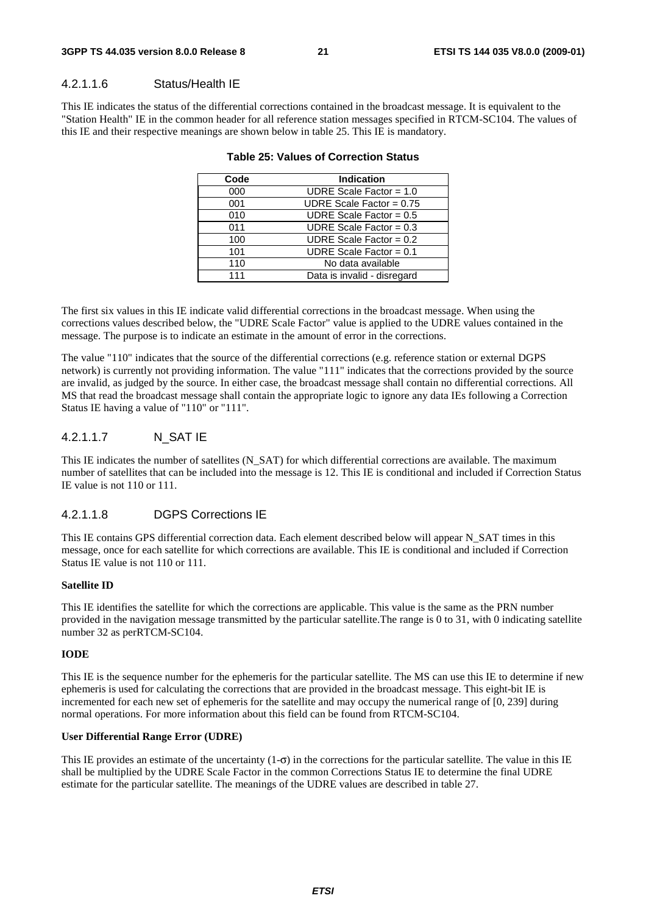#### 4.2.1.1.6 Status/Health IE

This IE indicates the status of the differential corrections contained in the broadcast message. It is equivalent to the "Station Health" IE in the common header for all reference station messages specified in RTCM-SC104. The values of this IE and their respective meanings are shown below in table 25. This IE is mandatory.

**Table 25: Values of Correction Status**

| Code | Indication |
|---|---|
| 000 | UDRE Scale Factor = 1.0 |
| 001 | UDRE Scale Factor = 0.75 |
| 010 | UDRE Scale Factor = 0.5 |
| 011 | UDRE Scale Factor = 0.3 |
| 100 | UDRE Scale Factor = 0.2 |
| 101 | UDRE Scale Factor = 0.1 |
| 110 | No data available |
| 111 | Data is invalid - disregard |

The first six values in this IE indicate valid differential corrections in the broadcast message. When using the corrections values described below, the "UDRE Scale Factor" value is applied to the UDRE values contained in the message. The purpose is to indicate an estimate in the amount of error in the corrections.

The value "110" indicates that the source of the differential corrections (e.g. reference station or external DGPS network) is currently not providing information. The value "111" indicates that the corrections provided by the source are invalid, as judged by the source. In either case, the broadcast message shall contain no differential corrections. All MS that read the broadcast message shall contain the appropriate logic to ignore any data IEs following a Correction Status IE having a value of "110" or "111".

#### 4.2.1.1.7 N_SAT IE

This IE indicates the number of satellites (N_SAT) for which differential corrections are available. The maximum number of satellites that can be included into the message is 12. This IE is conditional and included if Correction Status IE value is not 110 or 111.

#### 4.2.1.1.8 DGPS Corrections IE

This IE contains GPS differential correction data. Each element described below will appear N_SAT times in this message, once for each satellite for which corrections are available. This IE is conditional and included if Correction Status IE value is not 110 or 111.

**Satellite ID**

This IE identifies the satellite for which the corrections are applicable. This value is the same as the PRN number provided in the navigation message transmitted by the particular satellite.The range is 0 to 31, with 0 indicating satellite number 32 as perRTCM-SC104.

**IODE**

This IE is the sequence number for the ephemeris for the particular satellite. The MS can use this IE to determine if new ephemeris is used for calculating the corrections that are provided in the broadcast message. This eight-bit IE is incremented for each new set of ephemeris for the satellite and may occupy the numerical range of [0, 239] during normal operations. For more information about this field can be found from RTCM-SC104.

**User Differential Range Error (UDRE)**

This IE provides an estimate of the uncertainty ($1\text{-}\sigma$) in the corrections for the particular satellite. The value in this IE shall be multiplied by the UDRE Scale Factor in the common Corrections Status IE to determine the final UDRE estimate for the particular satellite. The meanings of the UDRE values are described in table 27.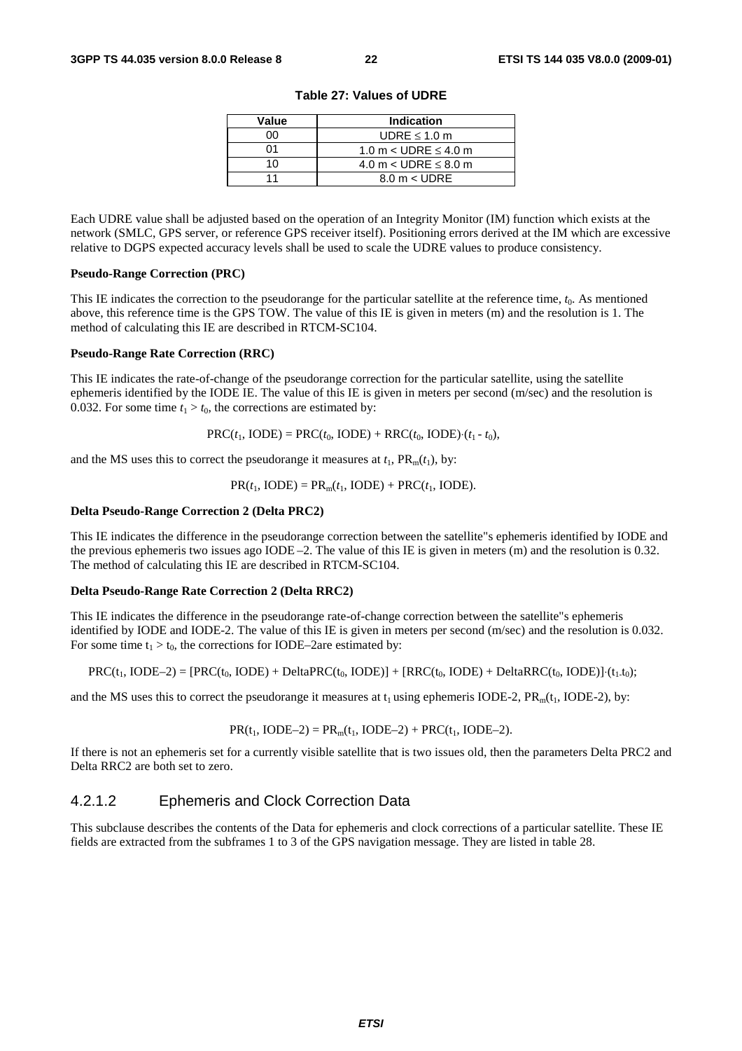**Table 27: Values of UDRE**

| Value | Indication |
| --- | --- |
| 00 | UDRE ≤ 1.0 m |
| 01 | 1.0 m < UDRE ≤ 4.0 m |
| 10 | 4.0 m < UDRE ≤ 8.0 m |
| 11 | 8.0 m < UDRE |

Each UDRE value shall be adjusted based on the operation of an Integrity Monitor (IM) function which exists at the network (SMLC, GPS server, or reference GPS receiver itself). Positioning errors derived at the IM which are excessive relative to DGPS expected accuracy levels shall be used to scale the UDRE values to produce consistency.

**Pseudo-Range Correction (PRC)**

This IE indicates the correction to the pseudorange for the particular satellite at the reference time, $t_0$. As mentioned above, this reference time is the GPS TOW. The value of this IE is given in meters (m) and the resolution is 1. The method of calculating this IE are described in RTCM-SC104.

**Pseudo-Range Rate Correction (RRC)**

This IE indicates the rate-of-change of the pseudorange correction for the particular satellite, using the satellite ephemeris identified by the IODE IE. The value of this IE is given in meters per second (m/sec) and the resolution is 0.032. For some time $t_1 > t_0$, the corrections are estimated by:

$$\text{PRC}(t_1, \text{IODE}) = \text{PRC}(t_0, \text{IODE}) + \text{RRC}(t_0, \text{IODE})\cdot(t_1 - t_0),$$

and the MS uses this to correct the pseudorange it measures at $t_1$, $\text{PR}_m(t_1)$, by:

$$\text{PR}(t_1, \text{IODE}) = \text{PR}_m(t_1, \text{IODE}) + \text{PRC}(t_1, \text{IODE}).$$

**Delta Pseudo-Range Correction 2 (Delta PRC2)**

This IE indicates the difference in the pseudorange correction between the satellite"s ephemeris identified by IODE and the previous ephemeris two issues ago IODE –2. The value of this IE is given in meters (m) and the resolution is 0.32. The method of calculating this IE are described in RTCM-SC104.

**Delta Pseudo-Range Rate Correction 2 (Delta RRC2)**

This IE indicates the difference in the pseudorange rate-of-change correction between the satellite"s ephemeris identified by IODE and IODE-2. The value of this IE is given in meters per second (m/sec) and the resolution is 0.032. For some time $t_1 > t_0$, the corrections for IODE–2are estimated by:

$$\text{PRC}(t_1, \text{IODE}–2) = [\text{PRC}(t_0, \text{IODE}) + \text{DeltaPRC}(t_0, \text{IODE})] + [\text{RRC}(t_0, \text{IODE}) + \text{DeltaRRC}(t_0, \text{IODE})]\cdot(t_1 - t_0);$$

and the MS uses this to correct the pseudorange it measures at $t_1$ using ephemeris IODE-2, $\text{PR}_m(t_1, \text{IODE-2})$, by:

$$\text{PR}(t_1, \text{IODE}–2) = \text{PR}_m(t_1, \text{IODE}–2) + \text{PRC}(t_1, \text{IODE}–2).$$

If there is not an ephemeris set for a currently visible satellite that is two issues old, then the parameters Delta PRC2 and Delta RRC2 are both set to zero.

### 4.2.1.2 Ephemeris and Clock Correction Data

This subclause describes the contents of the Data for ephemeris and clock corrections of a particular satellite. These IE fields are extracted from the subframes 1 to 3 of the GPS navigation message. They are listed in table 28.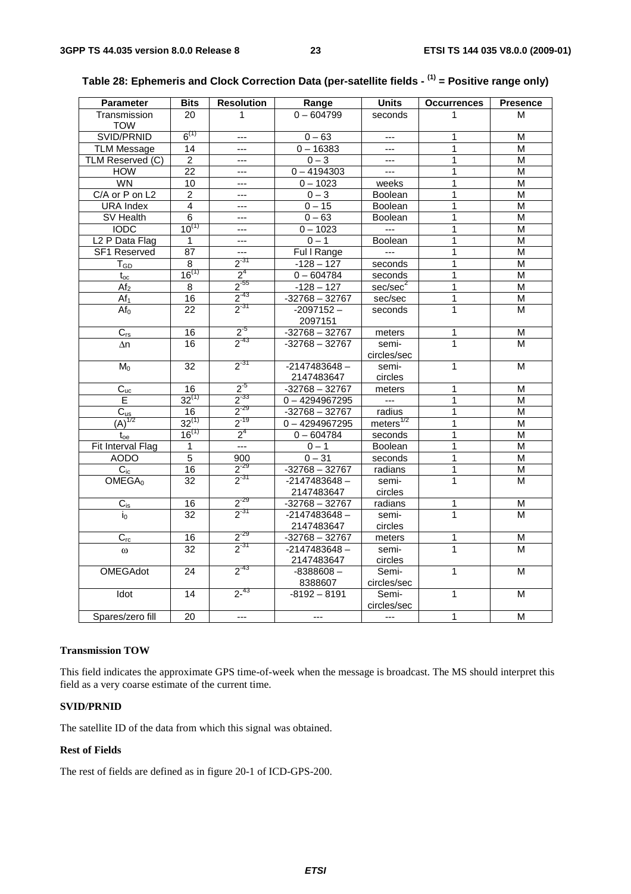**Table 28: Ephemeris and Clock Correction Data (per-satellite fields - (1) = Positive range only)**

| Parameter | Bits | Resolution | Range | Units | Occurrences | Presence |
|---|---|---|---|---|---|---|
| Transmission TOW | 20 | 1 | 0 – 604799 | seconds | 1 | M |
| SVID/PRNID | 6(1) | --- | 0 – 63 | --- | 1 | M |
| TLM Message | 14 | --- | 0 – 16383 | --- | 1 | M |
| TLM Reserved (C) | 2 | --- | 0 – 3 | --- | 1 | M |
| HOW | 22 | --- | 0 – 4194303 | --- | 1 | M |
| WN | 10 | --- | 0 – 1023 | weeks | 1 | M |
| C/A or P on L2 | 2 | --- | 0 – 3 | Boolean | 1 | M |
| URA Index | 4 | --- | 0 – 15 | Boolean | 1 | M |
| SV Health | 6 | --- | 0 – 63 | Boolean | 1 | M |
| IODC | 10(1) | --- | 0 – 1023 | --- | 1 | M |
| L2 P Data Flag | 1 | --- | 0 – 1 | Boolean | 1 | M |
| SF1 Reserved | 87 | --- | Ful l Range | --- | 1 | M |
| $T_{GD}$ | 8 | $2^{-31}$ | -128 – 127 | seconds | 1 | M |
| $t_{oc}$ | 16(1) | $2^{4}$ | 0 – 604784 | seconds | 1 | M |
| $Af_2$ | 8 | $2^{-55}$ | -128 – 127 | sec/sec$^2$ | 1 | M |
| $Af_1$ | 16 | $2^{-43}$ | -32768 – 32767 | sec/sec | 1 | M |
| $Af_0$ | 22 | $2^{-31}$ | -2097152 – 2097151 | seconds | 1 | M |
| $C_{rs}$ | 16 | $2^{-5}$ | -32768 – 32767 | meters | 1 | M |
| $\Delta n$ | 16 | $2^{-43}$ | -32768 – 32767 | semi-circles/sec | 1 | M |
| $M_0$ | 32 | $2^{-31}$ | -2147483648 – 2147483647 | semi-circles | 1 | M |
| $C_{uc}$ | 16 | $2^{-5}$ | -32768 – 32767 | meters | 1 | M |
| E | 32(1) | $2^{-33}$ | 0 – 4294967295 | --- | 1 | M |
| $C_{us}$ | 16 | $2^{-29}$ | -32768 – 32767 | radius | 1 | M |
| $(A)^{1/2}$ | 32(1) | $2^{-19}$ | 0 – 4294967295 | meters$^{1/2}$ | 1 | M |
| $t_{oe}$ | 16(1) | $2^{4}$ | 0 – 604784 | seconds | 1 | M |
| Fit Interval Flag | 1 | --- | 0 – 1 | Boolean | 1 | M |
| AODO | 5 | 900 | 0 – 31 | seconds | 1 | M |
| $C_{ic}$ | 16 | $2^{-29}$ | -32768 – 32767 | radians | 1 | M |
| $OMEGA_0$ | 32 | $2^{-31}$ | -2147483648 – 2147483647 | semi-circles | 1 | M |
| $C_{is}$ | 16 | $2^{-29}$ | -32768 – 32767 | radians | 1 | M |
| $i_0$ | 32 | $2^{-31}$ | -2147483648 – 2147483647 | semi-circles | 1 | M |
| $C_{rc}$ | 16 | $2^{-29}$ | -32768 – 32767 | meters | 1 | M |
| $\omega$ | 32 | $2^{-31}$ | -2147483648 – 2147483647 | semi-circles | 1 | M |
| OMEGAdot | 24 | $2^{-43}$ | -8388608 – 8388607 | Semi-circles/sec | 1 | M |
| Idot | 14 | $2^{-43}$ | -8192 – 8191 | Semi-circles/sec | 1 | M |
| Spares/zero fill | 20 | --- | --- | --- | 1 | M |

**Transmission TOW**

This field indicates the approximate GPS time-of-week when the message is broadcast. The MS should interpret this field as a very coarse estimate of the current time.

**SVID/PRNID**

The satellite ID of the data from which this signal was obtained.

**Rest of Fields**

The rest of fields are defined as in figure 20-1 of ICD-GPS-200.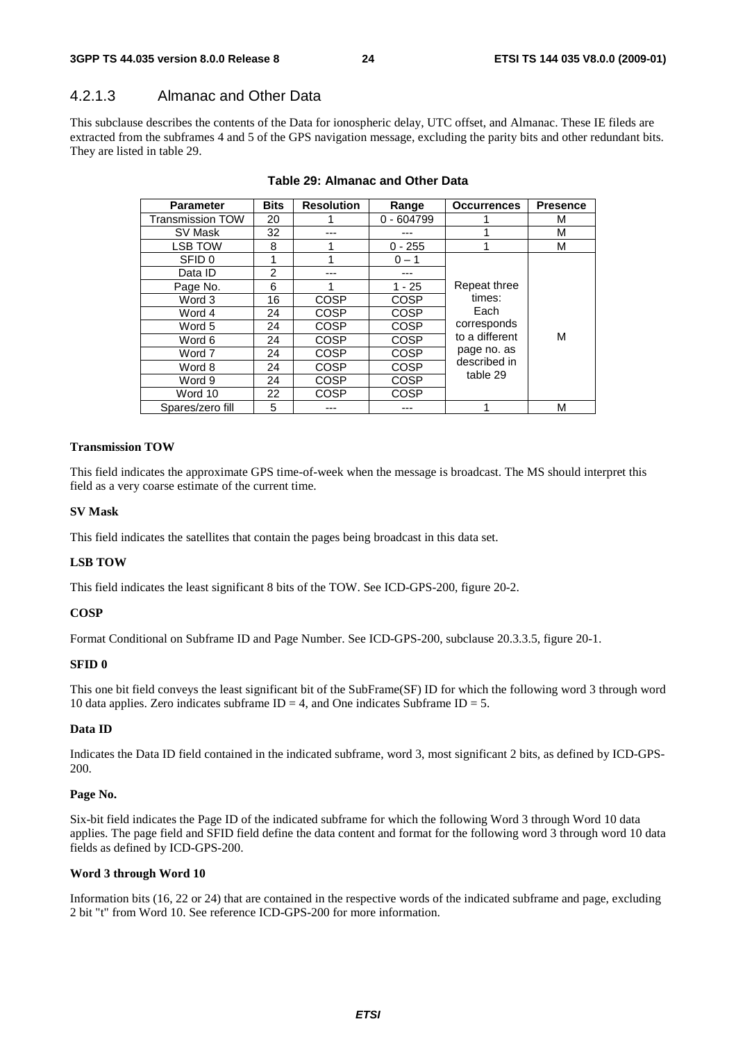### 4.2.1.3 Almanac and Other Data

This subclause describes the contents of the Data for ionospheric delay, UTC offset, and Almanac. These IE fileds are extracted from the subframes 4 and 5 of the GPS navigation message, excluding the parity bits and other redundant bits. They are listed in table 29.

**Table 29: Almanac and Other Data**

| Parameter | Bits | Resolution | Range | Occurrences | Presence |
|---|---|---|---|---|---|
| Transmission TOW | 20 | 1 | 0 - 604799 | 1 | M |
| SV Mask | 32 | --- | --- | 1 | M |
| LSB TOW | 8 | 1 | 0 - 255 | 1 | M |
| SFID 0 | 1 | 1 | 0 – 1 | Repeat three times: Each corresponds to a different page no. as described in table 29 | M |
| Data ID | 2 | --- | --- | | |
| Page No. | 6 | 1 | 1 - 25 | | |
| Word 3 | 16 | COSP | COSP | | |
| Word 4 | 24 | COSP | COSP | | |
| Word 5 | 24 | COSP | COSP | | |
| Word 6 | 24 | COSP | COSP | | |
| Word 7 | 24 | COSP | COSP | | |
| Word 8 | 24 | COSP | COSP | | |
| Word 9 | 24 | COSP | COSP | | |
| Word 10 | 22 | COSP | COSP | | |
| Spares/zero fill | 5 | --- | --- | 1 | M |

**Transmission TOW**

This field indicates the approximate GPS time-of-week when the message is broadcast. The MS should interpret this field as a very coarse estimate of the current time.

**SV Mask**

This field indicates the satellites that contain the pages being broadcast in this data set.

**LSB TOW**

This field indicates the least significant 8 bits of the TOW. See ICD-GPS-200, figure 20-2.

**COSP**

Format Conditional on Subframe ID and Page Number. See ICD-GPS-200, subclause 20.3.3.5, figure 20-1.

**SFID 0**

This one bit field conveys the least significant bit of the SubFrame(SF) ID for which the following word 3 through word 10 data applies. Zero indicates subframe ID = 4, and One indicates Subframe ID = 5.

**Data ID**

Indicates the Data ID field contained in the indicated subframe, word 3, most significant 2 bits, as defined by ICD-GPS-200.

**Page No.**

Six-bit field indicates the Page ID of the indicated subframe for which the following Word 3 through Word 10 data applies. The page field and SFID field define the data content and format for the following word 3 through word 10 data fields as defined by ICD-GPS-200.

**Word 3 through Word 10**

Information bits (16, 22 or 24) that are contained in the respective words of the indicated subframe and page, excluding 2 bit "t" from Word 10. See reference ICD-GPS-200 for more information.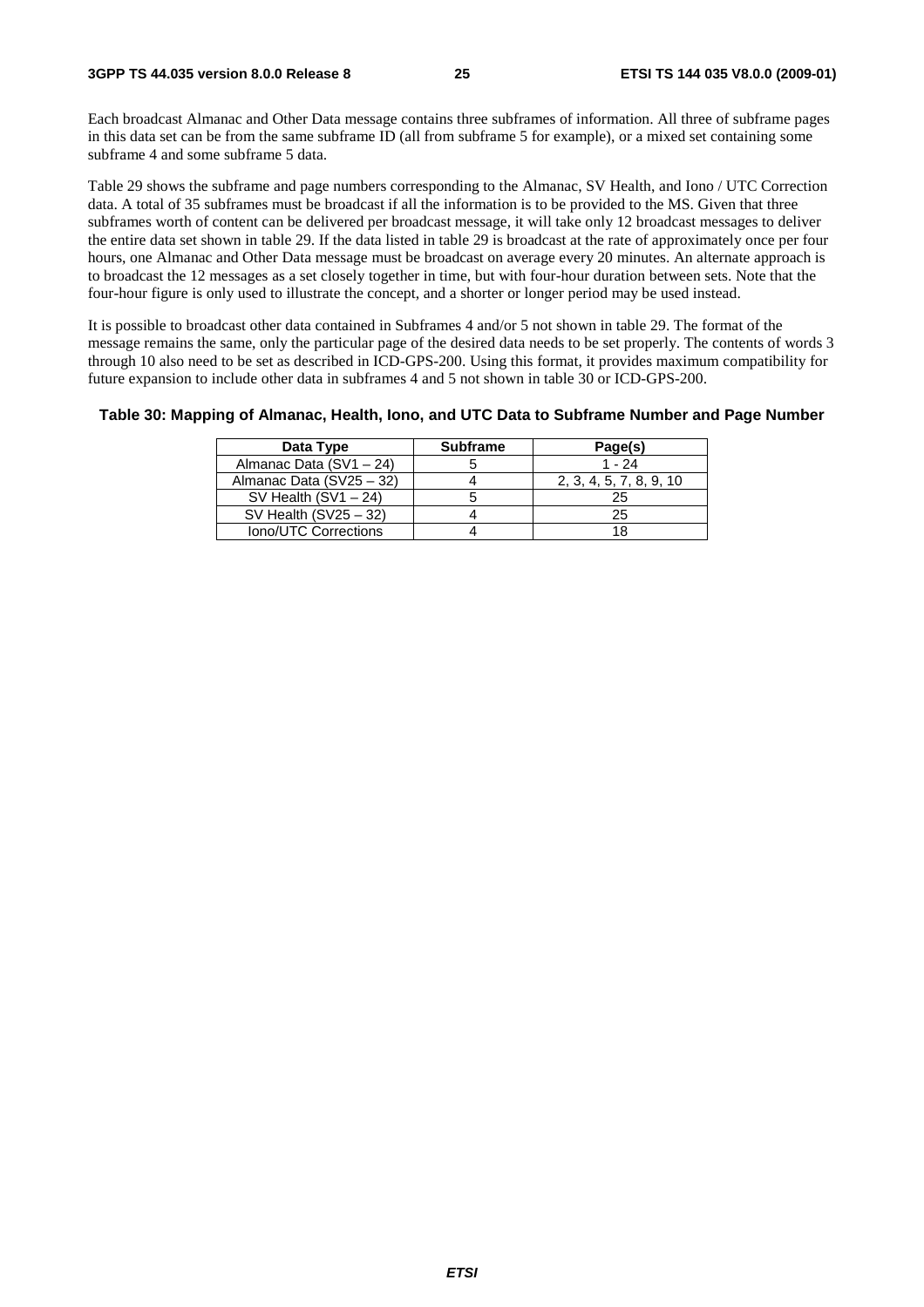Each broadcast Almanac and Other Data message contains three subframes of information. All three of subframe pages in this data set can be from the same subframe ID (all from subframe 5 for example), or a mixed set containing some subframe 4 and some subframe 5 data.

Table 29 shows the subframe and page numbers corresponding to the Almanac, SV Health, and Iono / UTC Correction data. A total of 35 subframes must be broadcast if all the information is to be provided to the MS. Given that three subframes worth of content can be delivered per broadcast message, it will take only 12 broadcast messages to deliver the entire data set shown in table 29. If the data listed in table 29 is broadcast at the rate of approximately once per four hours, one Almanac and Other Data message must be broadcast on average every 20 minutes. An alternate approach is to broadcast the 12 messages as a set closely together in time, but with four-hour duration between sets. Note that the four-hour figure is only used to illustrate the concept, and a shorter or longer period may be used instead.

It is possible to broadcast other data contained in Subframes 4 and/or 5 not shown in table 29. The format of the message remains the same, only the particular page of the desired data needs to be set properly. The contents of words 3 through 10 also need to be set as described in ICD-GPS-200. Using this format, it provides maximum compatibility for future expansion to include other data in subframes 4 and 5 not shown in table 30 or ICD-GPS-200.

**Table 30: Mapping of Almanac, Health, Iono, and UTC Data to Subframe Number and Page Number**

| Data Type | Subframe | Page(s) |
|---|---|---|
| Almanac Data (SV1 – 24) | 5 | 1 - 24 |
| Almanac Data (SV25 – 32) | 4 | 2, 3, 4, 5, 7, 8, 9, 10 |
| SV Health (SV1 – 24) | 5 | 25 |
| SV Health (SV25 – 32) | 4 | 25 |
| Iono/UTC Corrections | 4 | 18 |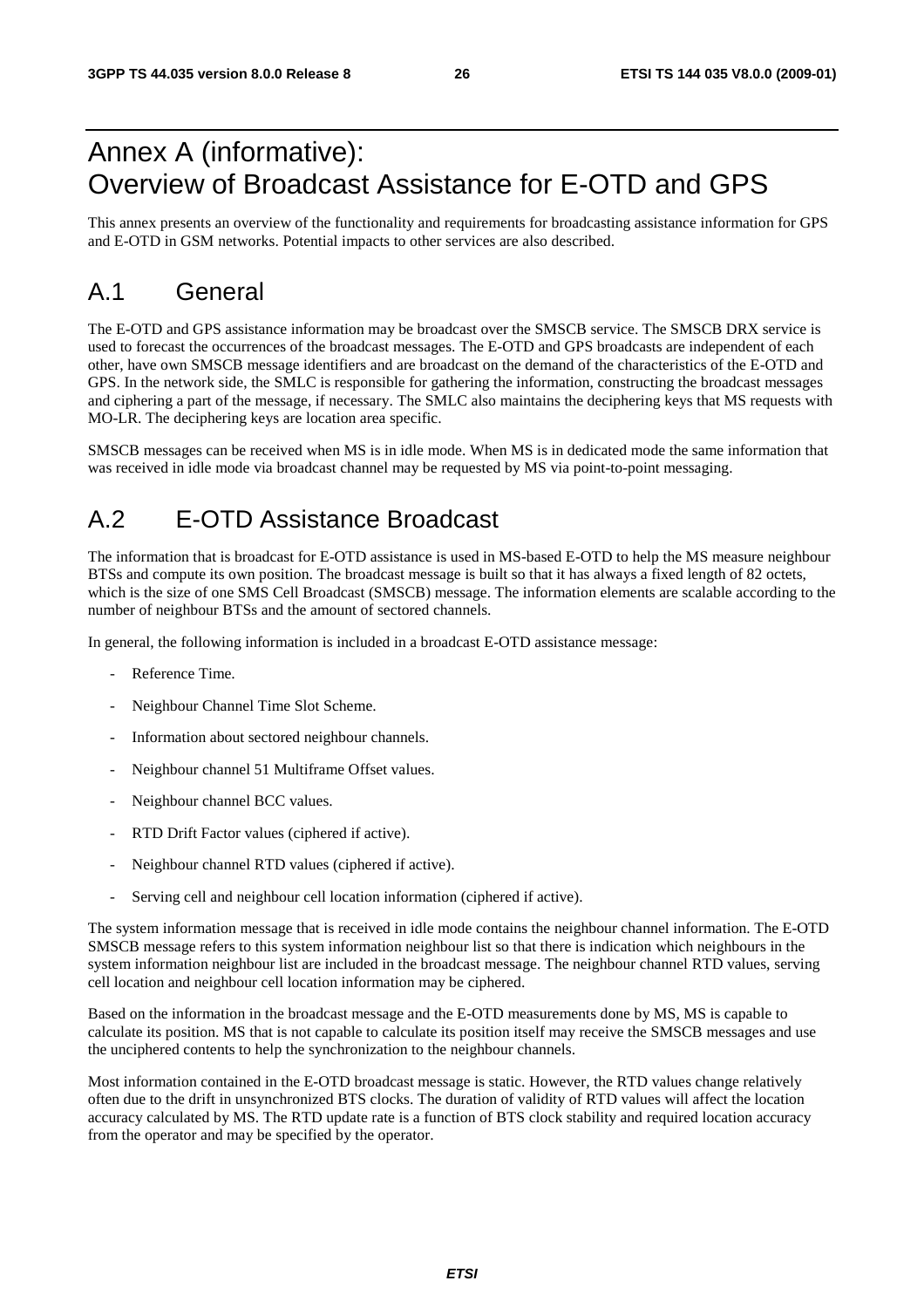# Annex A (informative):<br>Overview of Broadcast Assistance for E-OTD and GPS

This annex presents an overview of the functionality and requirements for broadcasting assistance information for GPS and E-OTD in GSM networks. Potential impacts to other services are also described.

## A.1 General

The E-OTD and GPS assistance information may be broadcast over the SMSCB service. The SMSCB DRX service is used to forecast the occurrences of the broadcast messages. The E-OTD and GPS broadcasts are independent of each other, have own SMSCB message identifiers and are broadcast on the demand of the characteristics of the E-OTD and GPS. In the network side, the SMLC is responsible for gathering the information, constructing the broadcast messages and ciphering a part of the message, if necessary. The SMLC also maintains the deciphering keys that MS requests with MO-LR. The deciphering keys are location area specific.

SMSCB messages can be received when MS is in idle mode. When MS is in dedicated mode the same information that was received in idle mode via broadcast channel may be requested by MS via point-to-point messaging.

## A.2 E-OTD Assistance Broadcast

The information that is broadcast for E-OTD assistance is used in MS-based E-OTD to help the MS measure neighbour BTSs and compute its own position. The broadcast message is built so that it has always a fixed length of 82 octets, which is the size of one SMS Cell Broadcast (SMSCB) message. The information elements are scalable according to the number of neighbour BTSs and the amount of sectored channels.

In general, the following information is included in a broadcast E-OTD assistance message:

- Reference Time.
- Neighbour Channel Time Slot Scheme.
- Information about sectored neighbour channels.
- Neighbour channel 51 Multiframe Offset values.
- Neighbour channel BCC values.
- RTD Drift Factor values (ciphered if active).
- Neighbour channel RTD values (ciphered if active).
- Serving cell and neighbour cell location information (ciphered if active).

The system information message that is received in idle mode contains the neighbour channel information. The E-OTD SMSCB message refers to this system information neighbour list so that there is indication which neighbours in the system information neighbour list are included in the broadcast message. The neighbour channel RTD values, serving cell location and neighbour cell location information may be ciphered.

Based on the information in the broadcast message and the E-OTD measurements done by MS, MS is capable to calculate its position. MS that is not capable to calculate its position itself may receive the SMSCB messages and use the unciphered contents to help the synchronization to the neighbour channels.

Most information contained in the E-OTD broadcast message is static. However, the RTD values change relatively often due to the drift in unsynchronized BTS clocks. The duration of validity of RTD values will affect the location accuracy calculated by MS. The RTD update rate is a function of BTS clock stability and required location accuracy from the operator and may be specified by the operator.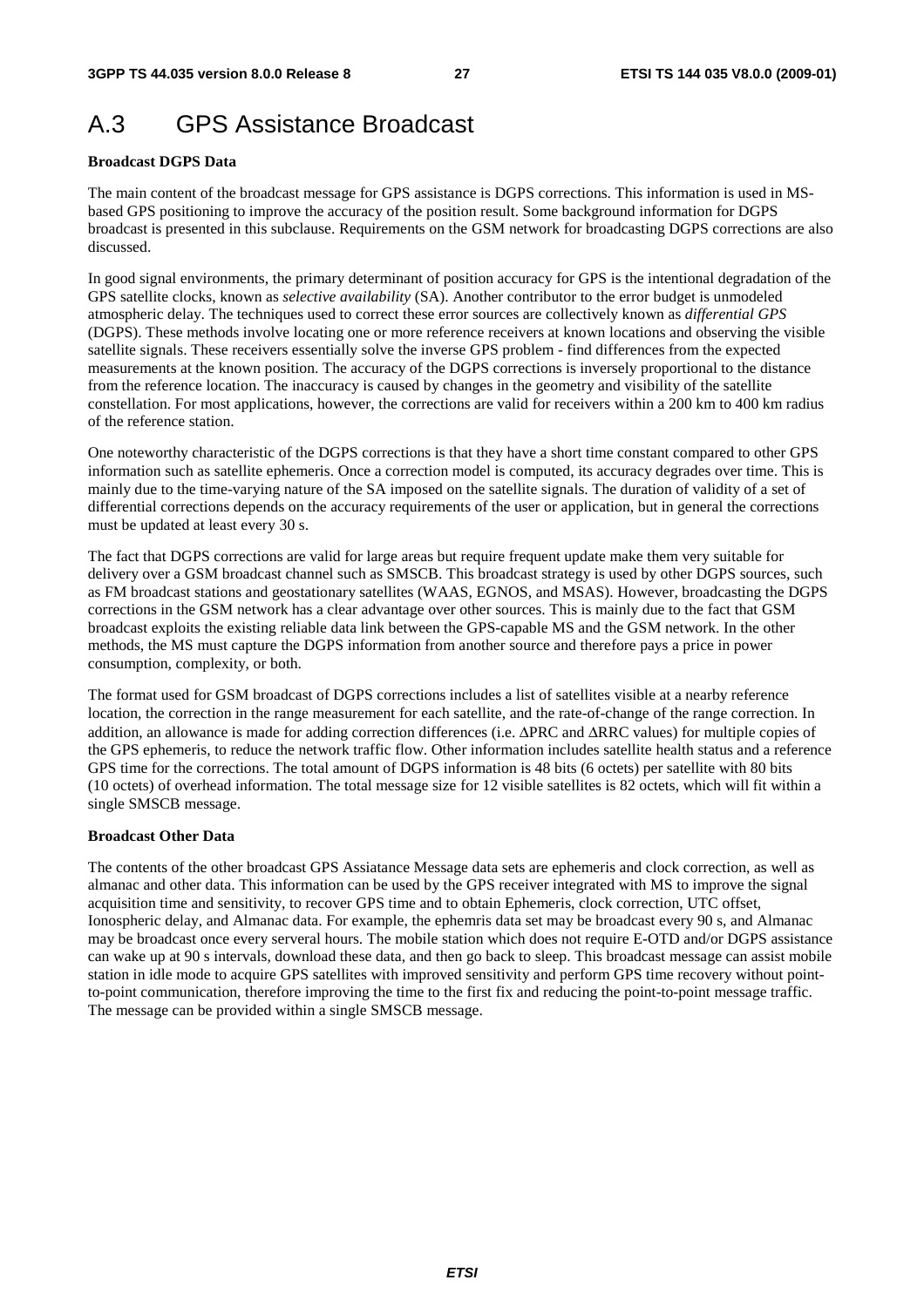# A.3 GPS Assistance Broadcast

**Broadcast DGPS Data**

The main content of the broadcast message for GPS assistance is DGPS corrections. This information is used in MS-based GPS positioning to improve the accuracy of the position result. Some background information for DGPS broadcast is presented in this subclause. Requirements on the GSM network for broadcasting DGPS corrections are also discussed.

In good signal environments, the primary determinant of position accuracy for GPS is the intentional degradation of the GPS satellite clocks, known as *selective availability* (SA). Another contributor to the error budget is unmodeled atmospheric delay. The techniques used to correct these error sources are collectively known as *differential GPS* (DGPS). These methods involve locating one or more reference receivers at known locations and observing the visible satellite signals. These receivers essentially solve the inverse GPS problem - find differences from the expected measurements at the known position. The accuracy of the DGPS corrections is inversely proportional to the distance from the reference location. The inaccuracy is caused by changes in the geometry and visibility of the satellite constellation. For most applications, however, the corrections are valid for receivers within a 200 km to 400 km radius of the reference station.

One noteworthy characteristic of the DGPS corrections is that they have a short time constant compared to other GPS information such as satellite ephemeris. Once a correction model is computed, its accuracy degrades over time. This is mainly due to the time-varying nature of the SA imposed on the satellite signals. The duration of validity of a set of differential corrections depends on the accuracy requirements of the user or application, but in general the corrections must be updated at least every 30 s.

The fact that DGPS corrections are valid for large areas but require frequent update make them very suitable for delivery over a GSM broadcast channel such as SMSCB. This broadcast strategy is used by other DGPS sources, such as FM broadcast stations and geostationary satellites (WAAS, EGNOS, and MSAS). However, broadcasting the DGPS corrections in the GSM network has a clear advantage over other sources. This is mainly due to the fact that GSM broadcast exploits the existing reliable data link between the GPS-capable MS and the GSM network. In the other methods, the MS must capture the DGPS information from another source and therefore pays a price in power consumption, complexity, or both.

The format used for GSM broadcast of DGPS corrections includes a list of satellites visible at a nearby reference location, the correction in the range measurement for each satellite, and the rate-of-change of the range correction. In addition, an allowance is made for adding correction differences (i.e. ΔPRC and ΔRRC values) for multiple copies of the GPS ephemeris, to reduce the network traffic flow. Other information includes satellite health status and a reference GPS time for the corrections. The total amount of DGPS information is 48 bits (6 octets) per satellite with 80 bits (10 octets) of overhead information. The total message size for 12 visible satellites is 82 octets, which will fit within a single SMSCB message.

**Broadcast Other Data**

The contents of the other broadcast GPS Assiatance Message data sets are ephemeris and clock correction, as well as almanac and other data. This information can be used by the GPS receiver integrated with MS to improve the signal acquisition time and sensitivity, to recover GPS time and to obtain Ephemeris, clock correction, UTC offset, Ionospheric delay, and Almanac data. For example, the ephemris data set may be broadcast every 90 s, and Almanac may be broadcast once every serveral hours. The mobile station which does not require E-OTD and/or DGPS assistance can wake up at 90 s intervals, download these data, and then go back to sleep. This broadcast message can assist mobile station in idle mode to acquire GPS satellites with improved sensitivity and perform GPS time recovery without point-to-point communication, therefore improving the time to the first fix and reducing the point-to-point message traffic. The message can be provided within a single SMSCB message.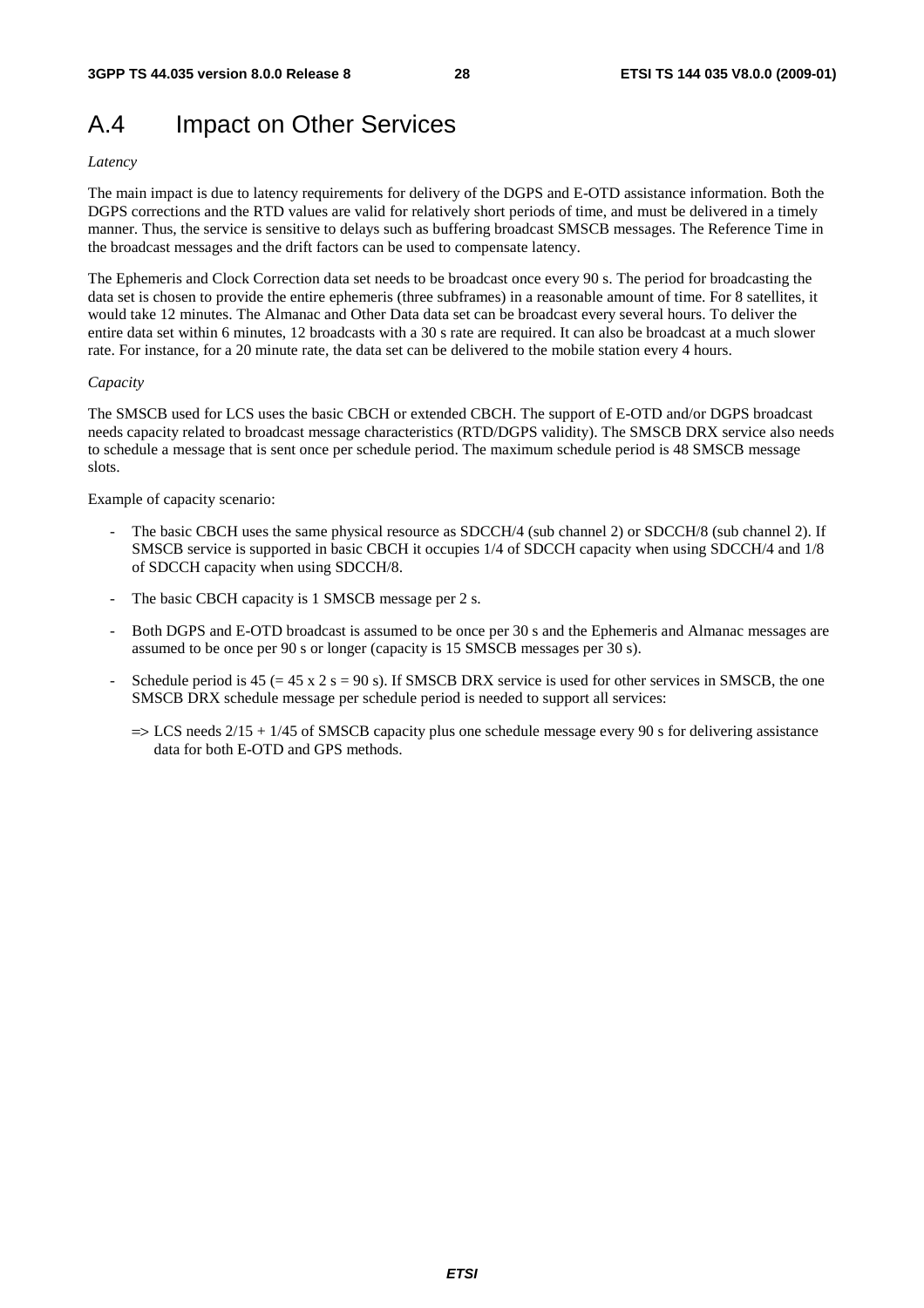# A.4 Impact on Other Services

*Latency*

The main impact is due to latency requirements for delivery of the DGPS and E-OTD assistance information. Both the DGPS corrections and the RTD values are valid for relatively short periods of time, and must be delivered in a timely manner. Thus, the service is sensitive to delays such as buffering broadcast SMSCB messages. The Reference Time in the broadcast messages and the drift factors can be used to compensate latency.

The Ephemeris and Clock Correction data set needs to be broadcast once every 90 s. The period for broadcasting the data set is chosen to provide the entire ephemeris (three subframes) in a reasonable amount of time. For 8 satellites, it would take 12 minutes. The Almanac and Other Data data set can be broadcast every several hours. To deliver the entire data set within 6 minutes, 12 broadcasts with a 30 s rate are required. It can also be broadcast at a much slower rate. For instance, for a 20 minute rate, the data set can be delivered to the mobile station every 4 hours.

*Capacity*

The SMSCB used for LCS uses the basic CBCH or extended CBCH. The support of E-OTD and/or DGPS broadcast needs capacity related to broadcast message characteristics (RTD/DGPS validity). The SMSCB DRX service also needs to schedule a message that is sent once per schedule period. The maximum schedule period is 48 SMSCB message slots.

Example of capacity scenario:

- The basic CBCH uses the same physical resource as SDCCH/4 (sub channel 2) or SDCCH/8 (sub channel 2). If SMSCB service is supported in basic CBCH it occupies 1/4 of SDCCH capacity when using SDCCH/4 and 1/8 of SDCCH capacity when using SDCCH/8.
- The basic CBCH capacity is 1 SMSCB message per 2 s.
- Both DGPS and E-OTD broadcast is assumed to be once per 30 s and the Ephemeris and Almanac messages are assumed to be once per 90 s or longer (capacity is 15 SMSCB messages per 30 s).
- Schedule period is 45 (= 45 x 2 s = 90 s). If SMSCB DRX service is used for other services in SMSCB, the one SMSCB DRX schedule message per schedule period is needed to support all services:

  => LCS needs 2/15 + 1/45 of SMSCB capacity plus one schedule message every 90 s for delivering assistance data for both E-OTD and GPS methods.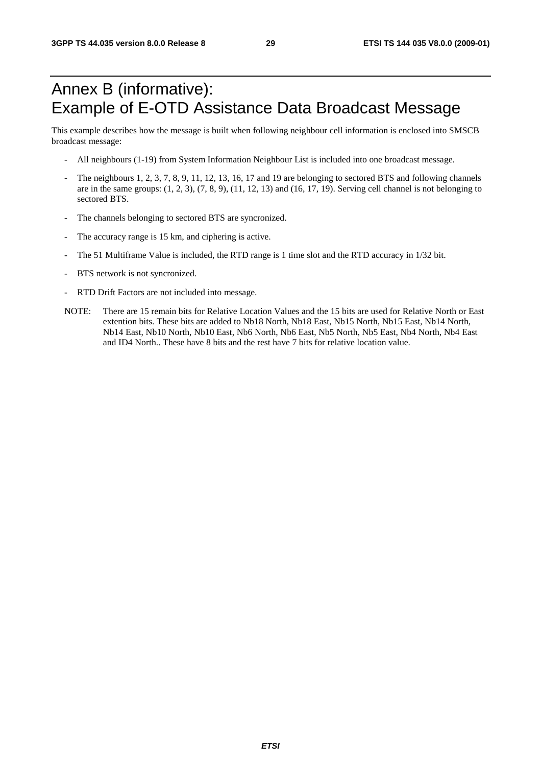# Annex B (informative): Example of E-OTD Assistance Data Broadcast Message

This example describes how the message is built when following neighbour cell information is enclosed into SMSCB broadcast message:

- All neighbours (1-19) from System Information Neighbour List is included into one broadcast message.
- The neighbours 1, 2, 3, 7, 8, 9, 11, 12, 13, 16, 17 and 19 are belonging to sectored BTS and following channels are in the same groups: (1, 2, 3), (7, 8, 9), (11, 12, 13) and (16, 17, 19). Serving cell channel is not belonging to sectored BTS.
- The channels belonging to sectored BTS are syncronized.
- The accuracy range is 15 km, and ciphering is active.
- The 51 Multiframe Value is included, the RTD range is 1 time slot and the RTD accuracy in 1/32 bit.
- BTS network is not syncronized.
- RTD Drift Factors are not included into message.

NOTE: There are 15 remain bits for Relative Location Values and the 15 bits are used for Relative North or East extention bits. These bits are added to Nb18 North, Nb18 East, Nb15 North, Nb15 East, Nb14 North, Nb14 East, Nb10 North, Nb10 East, Nb6 North, Nb6 East, Nb5 North, Nb5 East, Nb4 North, Nb4 East and ID4 North.. These have 8 bits and the rest have 7 bits for relative location value.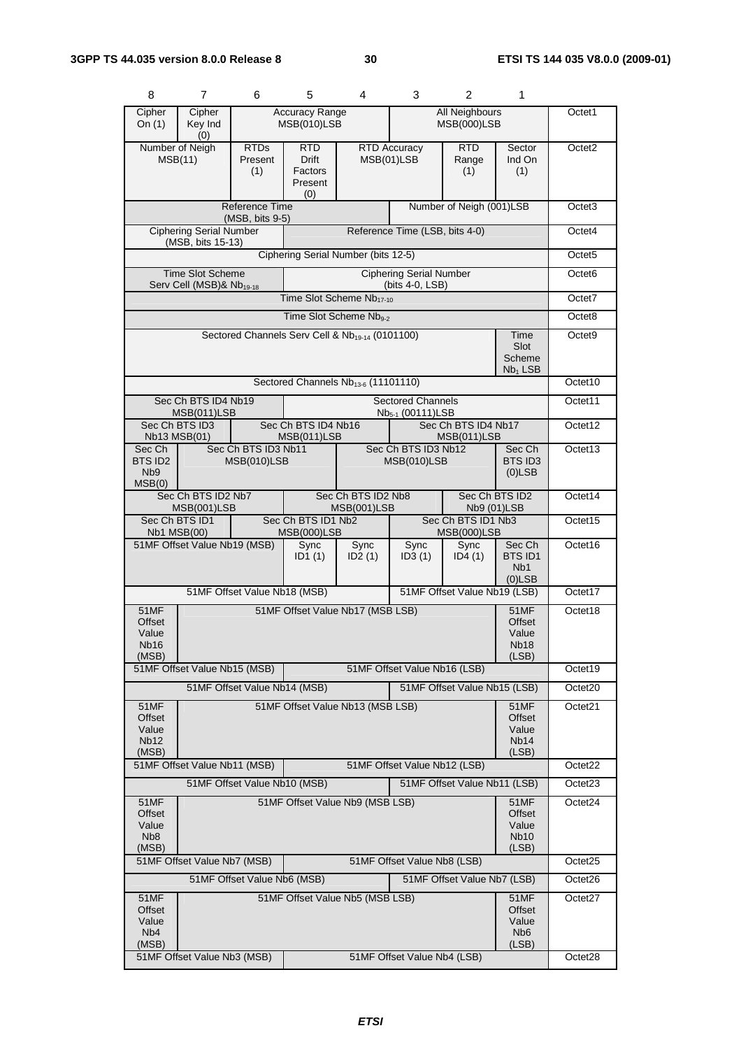| 8 | 7 | 6 | 5 | 4 | 3 | 2 | 1 | |
|---|---|---|---|---|---|---|---|---|
| Cipher On (1) | Cipher Key Ind (0) | Accuracy Range MSB(010)LSB | | | All Neighbours MSB(000)LSB | | | Octet1 |
| Number of Neigh MSB(11) | | RTDs Present (1) | RTD Drift Factors Present (0) | RTD Accuracy MSB(01)LSB | | RTD Range (1) | Sector Ind On (1) | Octet2 |
| Reference Time (MSB, bits 9-5) | | | | | Number of Neigh (001)LSB | | | Octet3 |
| Ciphering Serial Number (MSB, bits 15-13) | | | Reference Time (LSB, bits 4-0) | | | | | Octet4 |
| Ciphering Serial Number (bits 12-5) | | | | | | | | Octet5 |
| Time Slot Scheme Serv Cell (MSB)& $Nb_{19-18}$ | | | Ciphering Serial Number (bits 4-0, LSB) | | | | | Octet6 |
| Time Slot Scheme $Nb_{17-10}$ | | | | | | | | Octet7 |
| Time Slot Scheme $Nb_{9-2}$ | | | | | | | | Octet8 |
| Sectored Channels Serv Cell & $Nb_{19-14}$ (0101100) | | | | | | | Time Slot Scheme $Nb_1$ LSB | Octet9 |
| Sectored Channels $Nb_{13-6}$ (11101110) | | | | | | | | Octet10 |
| Sec Ch BTS ID4 Nb19 MSB(011)LSB | | | Sectored Channels $Nb_{5-1}$ (00111)LSB | | | | | Octet11 |
| Sec Ch BTS ID3 Nb13 MSB(01) | | Sec Ch BTS ID4 Nb16 MSB(011)LSB | | | Sec Ch BTS ID4 Nb17 MSB(011)LSB | | | Octet12 |
| Sec Ch BTS ID2 Nb9 MSB(0) | Sec Ch BTS ID3 Nb11 MSB(010)LSB | | | Sec Ch BTS ID3 Nb12 MSB(010)LSB | | | Sec Ch BTS ID3 (0)LSB | Octet13 |
| Sec Ch BTS ID2 Nb7 MSB(001)LSB | | | Sec Ch BTS ID2 Nb8 MSB(001)LSB | | | Sec Ch BTS ID2 Nb9 (01)LSB | | Octet14 |
| Sec Ch BTS ID1 Nb1 MSB(00) | | Sec Ch BTS ID1 Nb2 MSB(000)LSB | | | Sec Ch BTS ID1 Nb3 MSB(000)LSB | | | Octet15 |
| 51MF Offset Value Nb19 (MSB) | | | Sync ID1 (1) | Sync ID2 (1) | Sync ID3 (1) | Sync ID4 (1) | Sec Ch BTS ID1 Nb1 (0)LSB | Octet16 |
| 51MF Offset Value Nb18 (MSB) | | | | | 51MF Offset Value Nb19 (LSB) | | | Octet17 |
| 51MF Offset Value Nb16 (MSB) | 51MF Offset Value Nb17 (MSB LSB) | | | | | | 51MF Offset Value Nb18 (LSB) | Octet18 |
| 51MF Offset Value Nb15 (MSB) | | | 51MF Offset Value Nb16 (LSB) | | | | | Octet19 |
| 51MF Offset Value Nb14 (MSB) | | | | | 51MF Offset Value Nb15 (LSB) | | | Octet20 |
| 51MF Offset Value Nb12 (MSB) | 51MF Offset Value Nb13 (MSB LSB) | | | | | | 51MF Offset Value Nb14 (LSB) | Octet21 |
| 51MF Offset Value Nb11 (MSB) | | | 51MF Offset Value Nb12 (LSB) | | | | | Octet22 |
| 51MF Offset Value Nb10 (MSB) | | | | | 51MF Offset Value Nb11 (LSB) | | | Octet23 |
| 51MF Offset Value Nb8 (MSB) | 51MF Offset Value Nb9 (MSB LSB) | | | | | | 51MF Offset Value Nb10 (LSB) | Octet24 |
| 51MF Offset Value Nb7 (MSB) | | | 51MF Offset Value Nb8 (LSB) | | | | | Octet25 |
| 51MF Offset Value Nb6 (MSB) | | | | | 51MF Offset Value Nb7 (LSB) | | | Octet26 |
| 51MF Offset Value Nb4 (MSB) | 51MF Offset Value Nb5 (MSB LSB) | | | | | | 51MF Offset Value Nb6 (LSB) | Octet27 |
| 51MF Offset Value Nb3 (MSB) | | | 51MF Offset Value Nb4 (LSB) | | | | | Octet28 |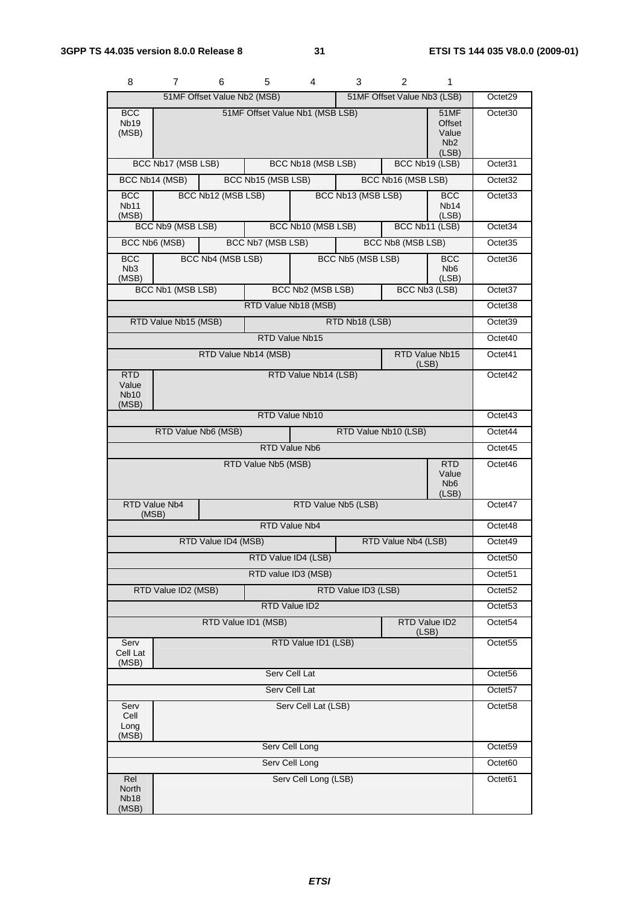| 8 | 7 | 6 | 5 | 4 | 3 | 2 | 1 | |
|---|---|---|---|---|---|---|---|---|
| 51MF Offset Value Nb2 (MSB) | | | | | 51MF Offset Value Nb3 (LSB) | | | Octet29 |
| BCC Nb19 (MSB) | 51MF Offset Value Nb1 (MSB LSB) | | | | | | 51MF Offset Value Nb2 (LSB) | Octet30 |
| BCC Nb17 (MSB LSB) | | | BCC Nb18 (MSB LSB) | | | BCC Nb19 (LSB) | | Octet31 |
| BCC Nb14 (MSB) | | BCC Nb15 (MSB LSB) | | | BCC Nb16 (MSB LSB) | | | Octet32 |
| BCC Nb11 (MSB) | BCC Nb12 (MSB LSB) | | | BCC Nb13 (MSB LSB) | | | BCC Nb14 (LSB) | Octet33 |
| BCC Nb9 (MSB LSB) | | | BCC Nb10 (MSB LSB) | | | BCC Nb11 (LSB) | | Octet34 |
| BCC Nb6 (MSB) | | BCC Nb7 (MSB LSB) | | | BCC Nb8 (MSB LSB) | | | Octet35 |
| BCC Nb3 (MSB) | BCC Nb4 (MSB LSB) | | | BCC Nb5 (MSB LSB) | | | BCC Nb6 (LSB) | Octet36 |
| BCC Nb1 (MSB LSB) | | | BCC Nb2 (MSB LSB) | | | BCC Nb3 (LSB) | | Octet37 |
| RTD Value Nb18 (MSB) | | | | | | | | Octet38 |
| RTD Value Nb15 (MSB) | | | RTD Nb18 (LSB) | | | | | Octet39 |
| RTD Value Nb15 | | | | | | | | Octet40 |
| RTD Value Nb14 (MSB) | | | | | | RTD Value Nb15 (LSB) | | Octet41 |
| RTD Value Nb10 (MSB) | RTD Value Nb14 (LSB) | | | | | | | Octet42 |
| RTD Value Nb10 | | | | | | | | Octet43 |
| RTD Value Nb6 (MSB) | | | | RTD Value Nb10 (LSB) | | | | Octet44 |
| RTD Value Nb6 | | | | | | | | Octet45 |
| RTD Value Nb5 (MSB) | | | | | | | RTD Value Nb6 (LSB) | Octet46 |
| RTD Value Nb4 (MSB) | | RTD Value Nb5 (LSB) | | | | | | Octet47 |
| RTD Value Nb4 | | | | | | | | Octet48 |
| RTD Value ID4 (MSB) | | | | | RTD Value Nb4 (LSB) | | | Octet49 |
| RTD Value ID4 (LSB) | | | | | | | | Octet50 |
| RTD value ID3 (MSB) | | | | | | | | Octet51 |
| RTD Value ID2 (MSB) | | | RTD Value ID3 (LSB) | | | | | Octet52 |
| RTD Value ID2 | | | | | | | | Octet53 |
| RTD Value ID1 (MSB) | | | | | | RTD Value ID2 (LSB) | | Octet54 |
| Serv Cell Lat (MSB) | RTD Value ID1 (LSB) | | | | | | | Octet55 |
| Serv Cell Lat | | | | | | | | Octet56 |
| Serv Cell Lat | | | | | | | | Octet57 |
| Serv Cell Long (MSB) | Serv Cell Lat (LSB) | | | | | | | Octet58 |
| Serv Cell Long | | | | | | | | Octet59 |
| Serv Cell Long | | | | | | | | Octet60 |
| Rel North Nb18 (MSB) | Serv Cell Long (LSB) | | | | | | | Octet61 |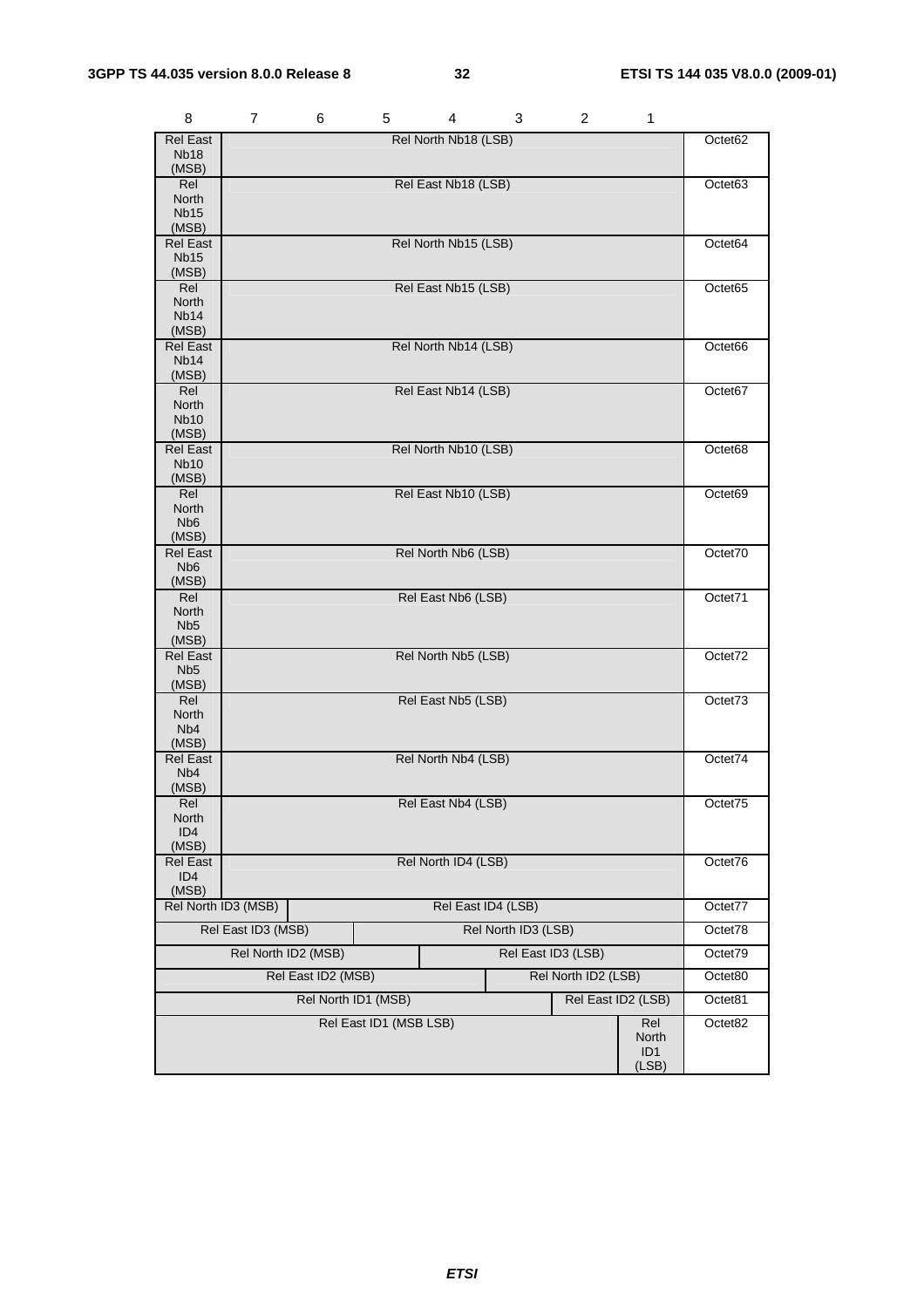| 8 | 7 | 6 | 5 | 4 | 3 | 2 | 1 | |
|---|---|---|---|---|---|---|---|---|
| Rel East Nb18 (MSB) | Rel North Nb18 (LSB) | | | | | | | Octet62 |
| Rel North Nb15 (MSB) | Rel East Nb18 (LSB) | | | | | | | Octet63 |
| Rel East Nb15 (MSB) | Rel North Nb15 (LSB) | | | | | | | Octet64 |
| Rel North Nb14 (MSB) | Rel East Nb15 (LSB) | | | | | | | Octet65 |
| Rel East Nb14 (MSB) | Rel North Nb14 (LSB) | | | | | | | Octet66 |
| Rel North Nb10 (MSB) | Rel East Nb14 (LSB) | | | | | | | Octet67 |
| Rel East Nb10 (MSB) | Rel North Nb10 (LSB) | | | | | | | Octet68 |
| Rel North Nb6 (MSB) | Rel East Nb10 (LSB) | | | | | | | Octet69 |
| Rel East Nb6 (MSB) | Rel North Nb6 (LSB) | | | | | | | Octet70 |
| Rel North Nb5 (MSB) | Rel East Nb6 (LSB) | | | | | | | Octet71 |
| Rel East Nb5 (MSB) | Rel North Nb5 (LSB) | | | | | | | Octet72 |
| Rel North Nb4 (MSB) | Rel East Nb5 (LSB) | | | | | | | Octet73 |
| Rel East Nb4 (MSB) | Rel North Nb4 (LSB) | | | | | | | Octet74 |
| Rel North ID4 (MSB) | Rel East Nb4 (LSB) | | | | | | | Octet75 |
| Rel East ID4 (MSB) | Rel North ID4 (LSB) | | | | | | | Octet76 |
| Rel North ID3 (MSB) | | Rel East ID4 (LSB) | | | | | | Octet77 |
| Rel East ID3 (MSB) | | | Rel North ID3 (LSB) | | | | | Octet78 |
| Rel North ID2 (MSB) | | | | Rel East ID3 (LSB) | | | | Octet79 |
| Rel East ID2 (MSB) | | | | | Rel North ID2 (LSB) | | | Octet80 |
| Rel North ID1 (MSB) | | | | | | Rel East ID2 (LSB) | | Octet81 |
| Rel East ID1 (MSB LSB) | | | | | | | Rel North ID1 (LSB) | Octet82 |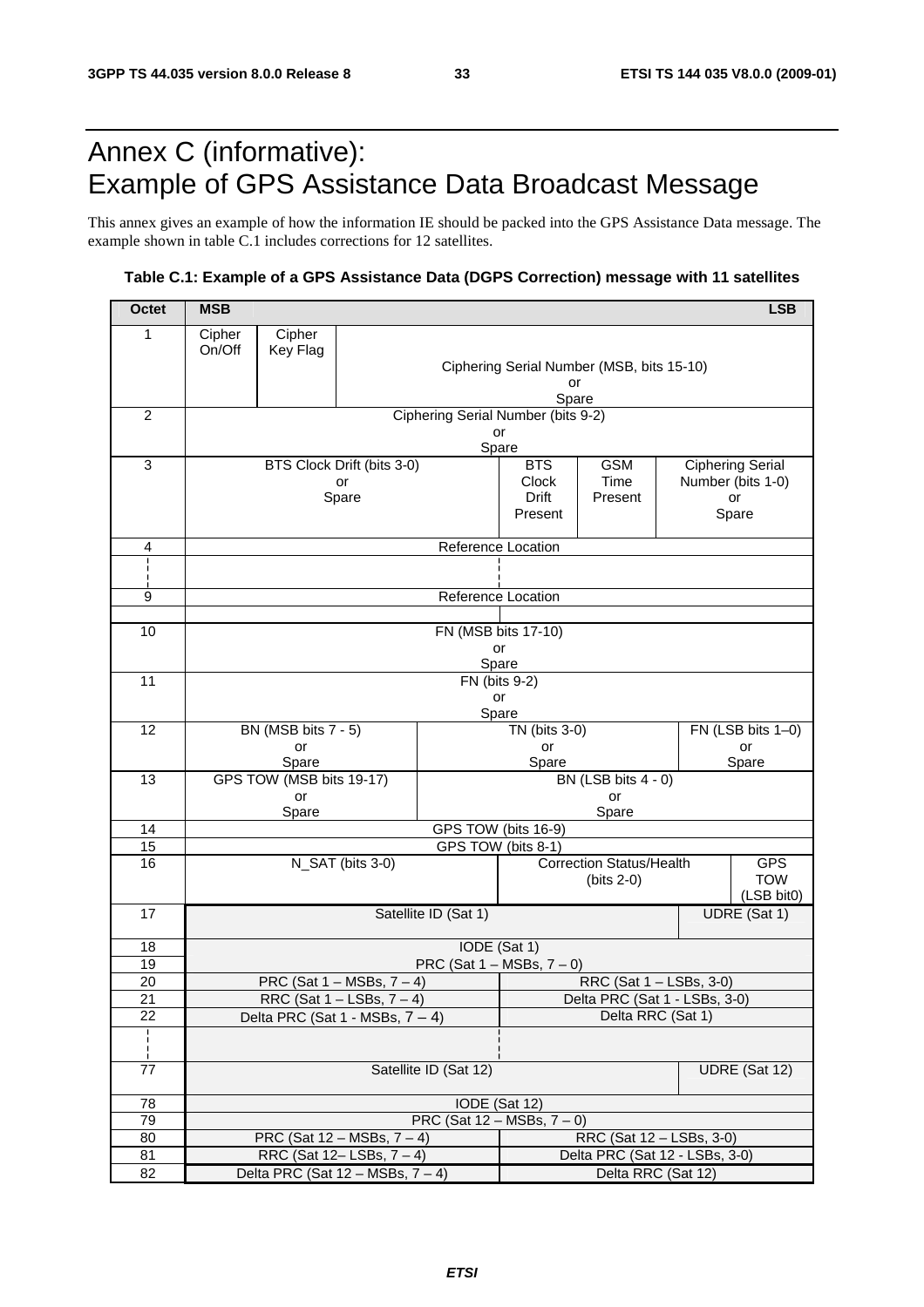# Annex C (informative): Example of GPS Assistance Data Broadcast Message

This annex gives an example of how the information IE should be packed into the GPS Assistance Data message. The example shown in table C.1 includes corrections for 12 satellites.

**Table C.1: Example of a GPS Assistance Data (DGPS Correction) message with 11 satellites**

| Octet | MSB | | | | | | | LSB |
|---|---|---|---|---|---|---|---|---|
| 1 | Cipher On/Off | Cipher Key Flag | Ciphering Serial Number (MSB, bits 15-10) or Spare | | | | | |
| 2 | Ciphering Serial Number (bits 9-2) or Spare | | | | | | | |
| 3 | BTS Clock Drift (bits 3-0) or Spare | | | | BTS Clock Drift Present | GSM Time Present | Ciphering Serial Number (bits 1-0) or Spare | |
| 4 | Reference Location | | | | | | | |
| ¦ | | | | | | | | |
| 9 | Reference Location | | | | | | | |
| | | | | | | | | |
| 10 | FN (MSB bits 17-10) or Spare | | | | | | | |
| 11 | FN (bits 9-2) or Spare | | | | | | | |
| 12 | BN (MSB bits 7 - 5) or Spare | | | TN (bits 3-0) or Spare | | | FN (LSB bits 1–0) or Spare | |
| 13 | GPS TOW (MSB bits 19-17) or Spare | | | BN (LSB bits 4 - 0) or Spare | | | | |
| 14 | GPS TOW (bits 16-9) | | | | | | | |
| 15 | GPS TOW (bits 8-1) | | | | | | | |
| 16 | N_SAT (bits 3-0) | | | | Correction Status/Health (bits 2-0) | | | GPS TOW (LSB bit0) |
| 17 | Satellite ID (Sat 1) | | | | | | UDRE (Sat 1) | |
| 18 | IODE (Sat 1) | | | | | | | |
| 19 | PRC (Sat 1 – MSBs, 7 – 0) | | | | | | | |
| 20 | PRC (Sat 1 – MSBs, 7 – 4) | | | | RRC (Sat 1 – LSBs, 3-0) | | | |
| 21 | RRC (Sat 1 – LSBs, 7 – 4) | | | | Delta PRC (Sat 1 - LSBs, 3-0) | | | |
| 22 | Delta PRC (Sat 1 - MSBs, 7 – 4) | | | | Delta RRC (Sat 1) | | | |
| ¦ | | | | | | | | |
| 77 | Satellite ID (Sat 12) | | | | | | UDRE (Sat 12) | |
| 78 | IODE (Sat 12) | | | | | | | |
| 79 | PRC (Sat 12 – MSBs, 7 – 0) | | | | | | | |
| 80 | PRC (Sat 12 – MSBs, 7 – 4) | | | | RRC (Sat 12 – LSBs, 3-0) | | | |
| 81 | RRC (Sat 12– LSBs, 7 – 4) | | | | Delta PRC (Sat 12 - LSBs, 3-0) | | | |
| 82 | Delta PRC (Sat 12 – MSBs, 7 – 4) | | | | Delta RRC (Sat 12) | | | |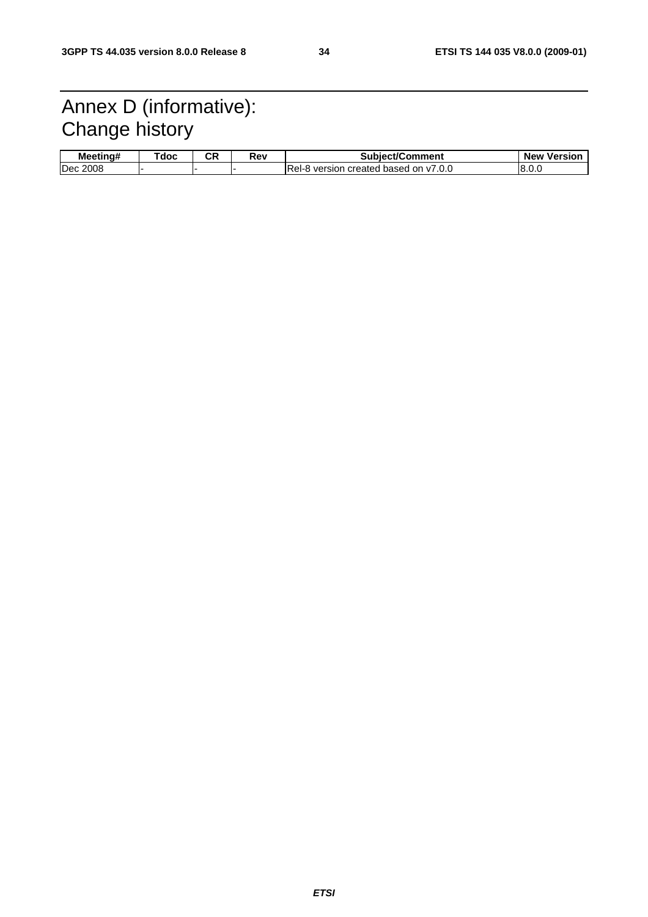# Annex D (informative): Change history

| Meeting# | Tdoc | CR | Rev | Subject/Comment | New Version |
|---|---|---|---|---|---|
| Dec 2008 | - | - | - | Rel-8 version created based on v7.0.0 | 8.0.0 |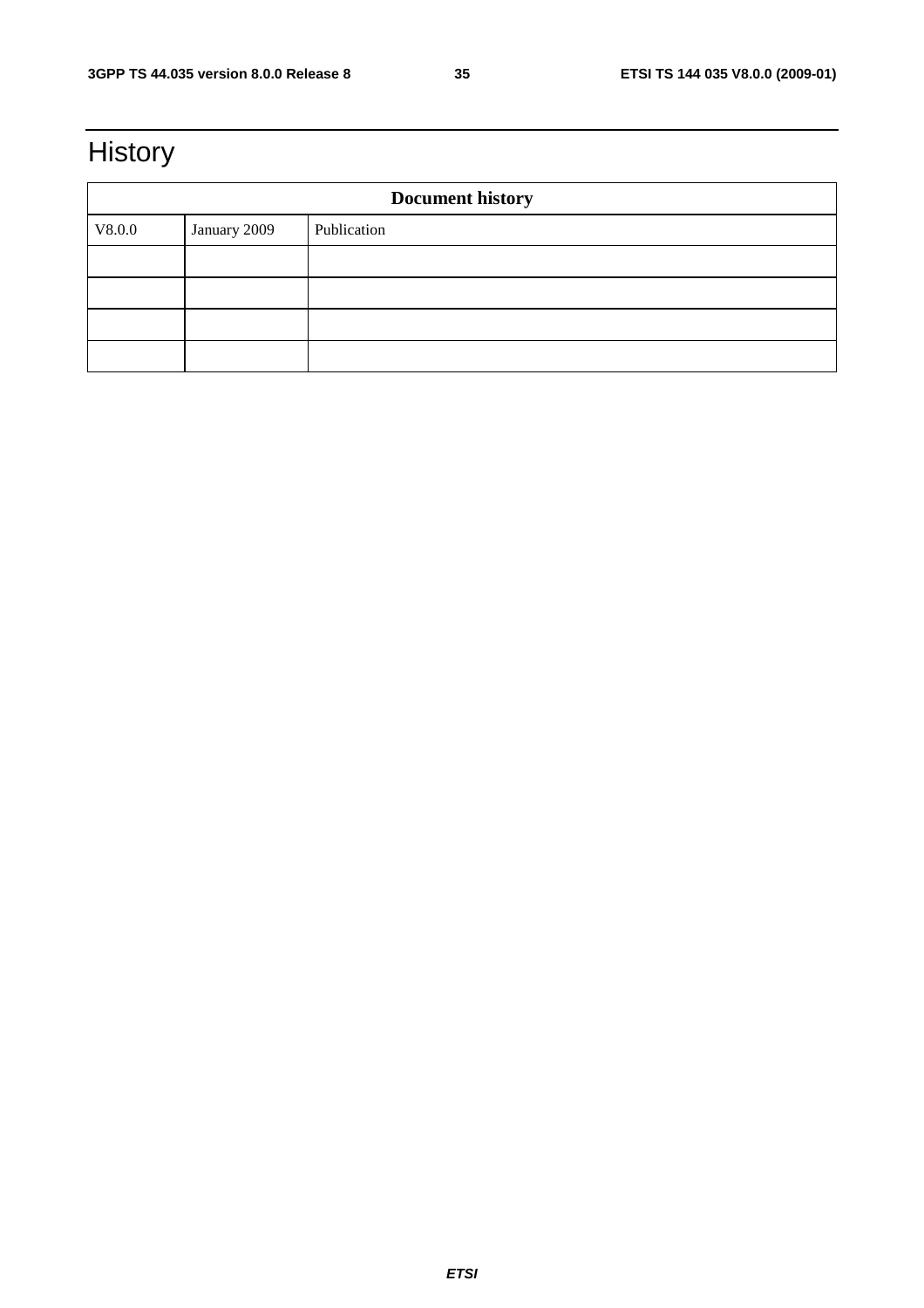# History

| Document history | | |
|---|---|---|
| V8.0.0 | January 2009 | Publication |
| | | |
| | | |
| | | |
| | | |